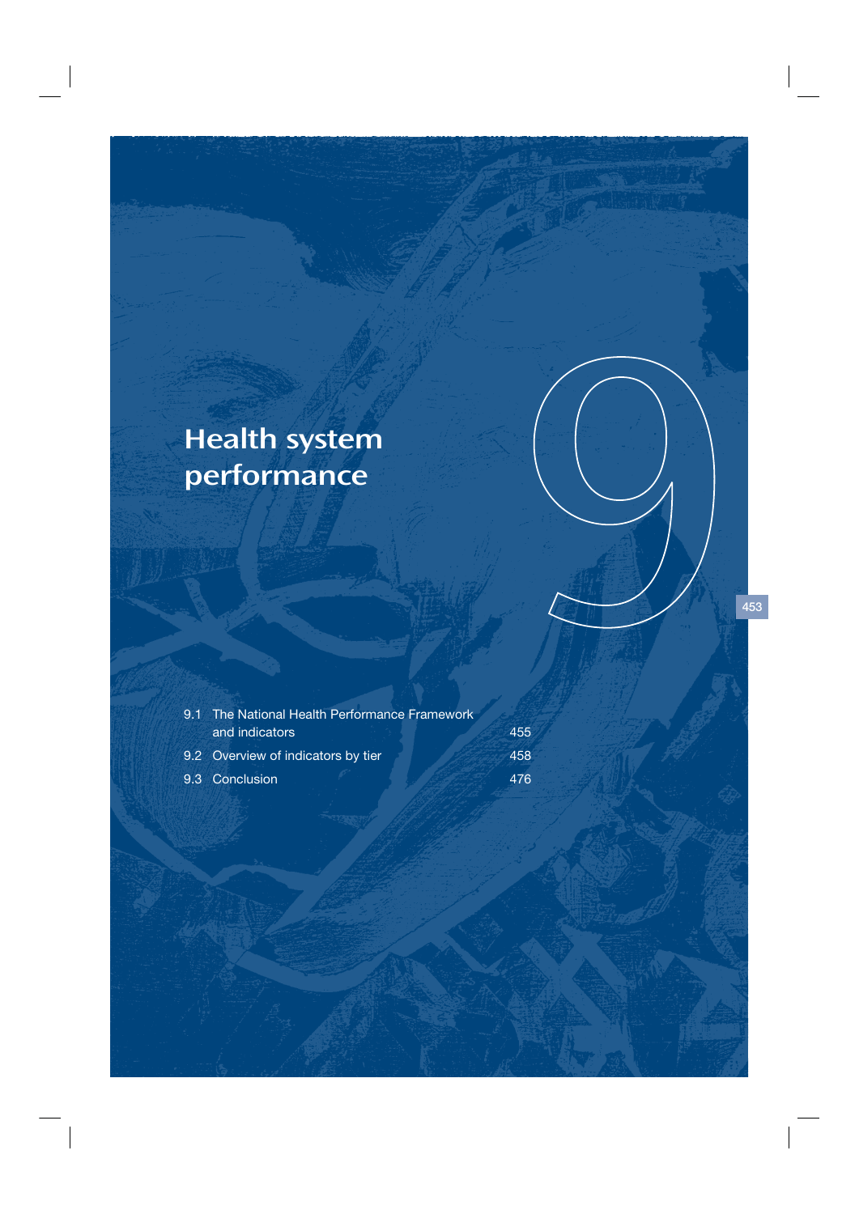# 9 Health system performance

| | | |
|---|---|---|
| 9.1 | The National Health Performance Framework and indicators | 455 |
| 9.2 | Overview of indicators by tier | 458 |
| 9.3 | Conclusion | 476 |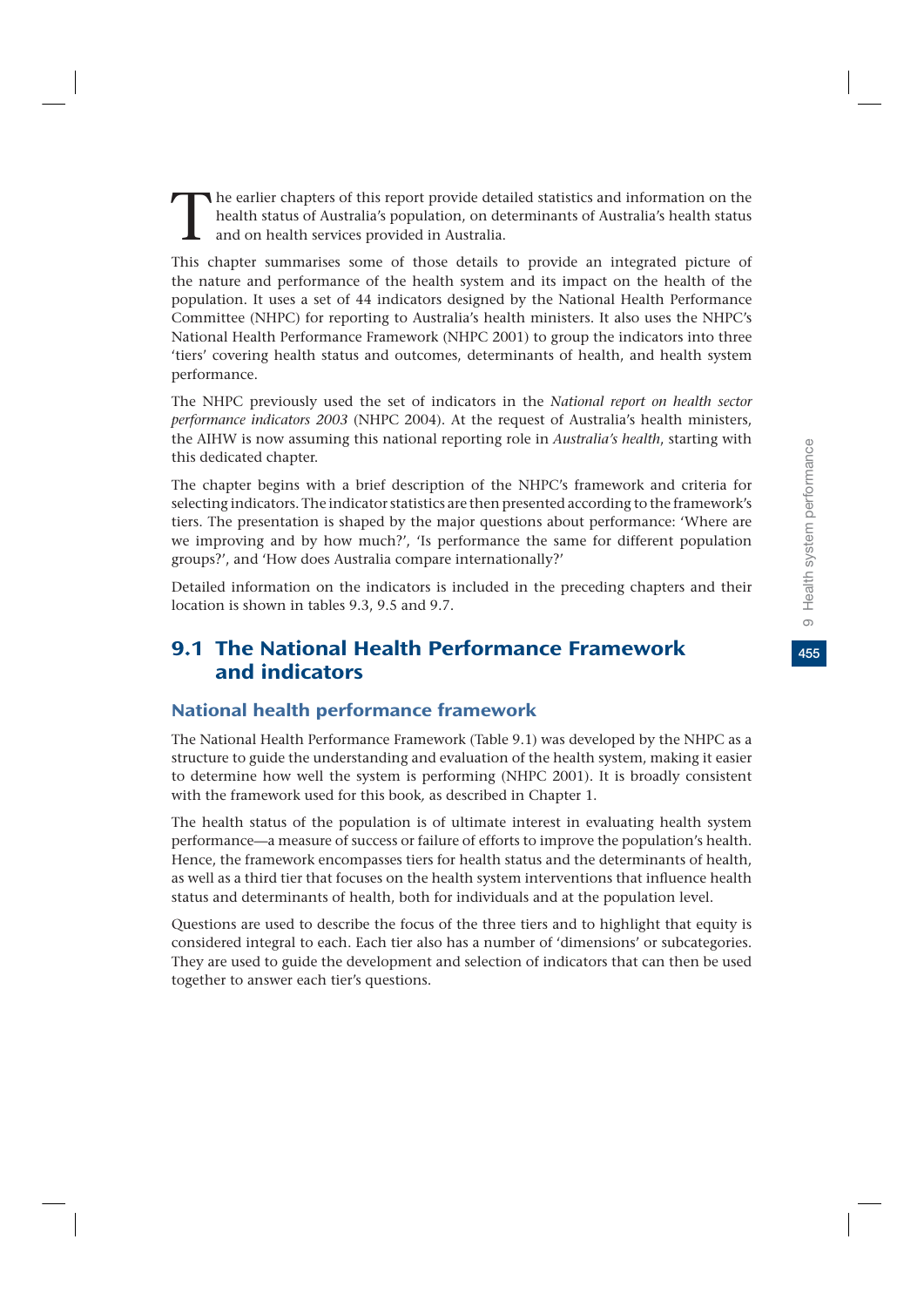The earlier chapters of this report provide detailed statistics and information on the health status of Australia's population, on determinants of Australia's health status and on health services provided in Australia.

This chapter summarises some of those details to provide an integrated picture of the nature and performance of the health system and its impact on the health of the population. It uses a set of 44 indicators designed by the National Health Performance Committee (NHPC) for reporting to Australia's health ministers. It also uses the NHPC's National Health Performance Framework (NHPC 2001) to group the indicators into three 'tiers' covering health status and outcomes, determinants of health, and health system performance.

The NHPC previously used the set of indicators in the *National report on health sector performance indicators 2003* (NHPC 2004). At the request of Australia's health ministers, the AIHW is now assuming this national reporting role in *Australia's health*, starting with this dedicated chapter.

The chapter begins with a brief description of the NHPC's framework and criteria for selecting indicators. The indicator statistics are then presented according to the framework's tiers. The presentation is shaped by the major questions about performance: 'Where are we improving and by how much?', 'Is performance the same for different population groups?', and 'How does Australia compare internationally?'

Detailed information on the indicators is included in the preceding chapters and their location is shown in tables 9.3, 9.5 and 9.7.

## 9.1 The National Health Performance Framework and indicators

### National health performance framework

The National Health Performance Framework (Table 9.1) was developed by the NHPC as a structure to guide the understanding and evaluation of the health system, making it easier to determine how well the system is performing (NHPC 2001). It is broadly consistent with the framework used for this book, as described in Chapter 1.

The health status of the population is of ultimate interest in evaluating health system performance—a measure of success or failure of efforts to improve the population's health. Hence, the framework encompasses tiers for health status and the determinants of health, as well as a third tier that focuses on the health system interventions that influence health status and determinants of health, both for individuals and at the population level.

Questions are used to describe the focus of the three tiers and to highlight that equity is considered integral to each. Each tier also has a number of 'dimensions' or subcategories. They are used to guide the development and selection of indicators that can then be used together to answer each tier's questions.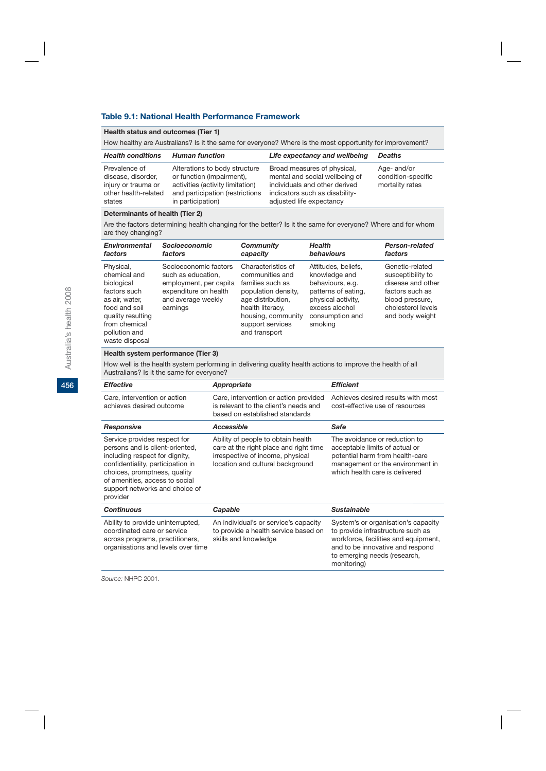### Table 9.1: National Health Performance Framework

**Health status and outcomes (Tier 1)**

How healthy are Australians? Is it the same for everyone? Where is the most opportunity for improvement?

| *Health conditions* | *Human function* | *Life expectancy and wellbeing* | *Deaths* |
|---|---|---|---|
| Prevalence of disease, disorder, injury or trauma or other health-related states | Alterations to body structure or function (impairment), activities (activity limitation) and participation (restrictions in participation) | Broad measures of physical, mental and social wellbeing of individuals and other derived indicators such as disability-adjusted life expectancy | Age- and/or condition-specific mortality rates |

**Determinants of health (Tier 2)**

Are the factors determining health changing for the better? Is it the same for everyone? Where and for whom are they changing?

| *Environmental factors* | *Socioeconomic factors* | *Community capacity* | *Health behaviours* | *Person-related factors* |
|---|---|---|---|---|
| Physical, chemical and biological factors such as air, water, food and soil quality resulting from chemical pollution and waste disposal | Socioeconomic factors such as education, employment, per capita expenditure on health and average weekly earnings | Characteristics of communities and families such as population density, age distribution, health literacy, housing, community support services and transport | Attitudes, beliefs, knowledge and behaviours, e.g. patterns of eating, physical activity, excess alcohol consumption and smoking | Genetic-related susceptibility to disease and other factors such as blood pressure, cholesterol levels and body weight |

**Health system performance (Tier 3)**

How well is the health system performing in delivering quality health actions to improve the health of all Australians? Is it the same for everyone?

| *Effective* | *Appropriate* | *Efficient* |
|---|---|---|
| Care, intervention or action achieves desired outcome | Care, intervention or action provided is relevant to the client's needs and based on established standards | Achieves desired results with most cost-effective use of resources |
| ***Responsive*** | ***Accessible*** | ***Safe*** |
| Service provides respect for persons and is client-oriented, including respect for dignity, confidentiality, participation in choices, promptness, quality of amenities, access to social support networks and choice of provider | Ability of people to obtain health care at the right place and right time irrespective of income, physical location and cultural background | The avoidance or reduction to acceptable limits of actual or potential harm from health-care management or the environment in which health care is delivered |
| ***Continuous*** | ***Capable*** | ***Sustainable*** |
| Ability to provide uninterrupted, coordinated care or service across programs, practitioners, organisations and levels over time | An individual's or service's capacity to provide a health service based on skills and knowledge | System's or organisation's capacity to provide infrastructure such as workforce, facilities and equipment, and to be innovative and respond to emerging needs (research, monitoring) |

*Source:* NHPC 2001.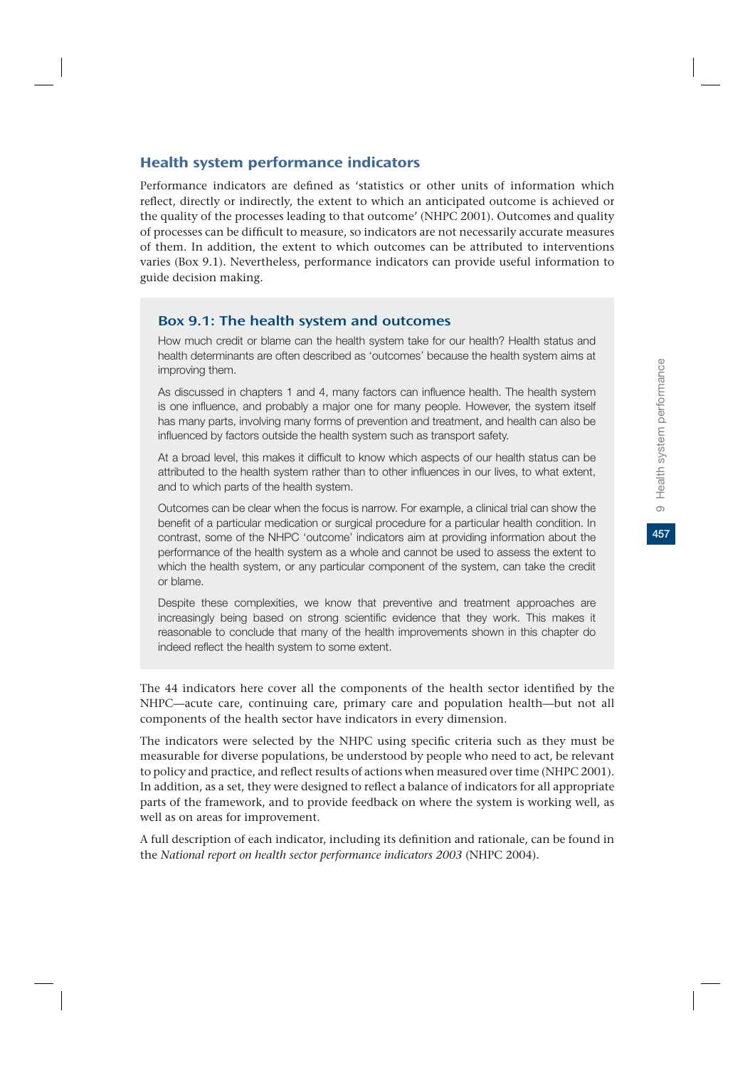## Health system performance indicators

Performance indicators are defined as 'statistics or other units of information which reflect, directly or indirectly, the extent to which an anticipated outcome is achieved or the quality of the processes leading to that outcome' (NHPC 2001). Outcomes and quality of processes can be difficult to measure, so indicators are not necessarily accurate measures of them. In addition, the extent to which outcomes can be attributed to interventions varies (Box 9.1). Nevertheless, performance indicators can provide useful information to guide decision making.

### Box 9.1: The health system and outcomes

How much credit or blame can the health system take for our health? Health status and health determinants are often described as 'outcomes' because the health system aims at improving them.

As discussed in chapters 1 and 4, many factors can influence health. The health system is one influence, and probably a major one for many people. However, the system itself has many parts, involving many forms of prevention and treatment, and health can also be influenced by factors outside the health system such as transport safety.

At a broad level, this makes it difficult to know which aspects of our health status can be attributed to the health system rather than to other influences in our lives, to what extent, and to which parts of the health system.

Outcomes can be clear when the focus is narrow. For example, a clinical trial can show the benefit of a particular medication or surgical procedure for a particular health condition. In contrast, some of the NHPC 'outcome' indicators aim at providing information about the performance of the health system as a whole and cannot be used to assess the extent to which the health system, or any particular component of the system, can take the credit or blame.

Despite these complexities, we know that preventive and treatment approaches are increasingly being based on strong scientific evidence that they work. This makes it reasonable to conclude that many of the health improvements shown in this chapter do indeed reflect the health system to some extent.

The 44 indicators here cover all the components of the health sector identified by the NHPC—acute care, continuing care, primary care and population health—but not all components of the health sector have indicators in every dimension.

The indicators were selected by the NHPC using specific criteria such as they must be measurable for diverse populations, be understood by people who need to act, be relevant to policy and practice, and reflect results of actions when measured over time (NHPC 2001). In addition, as a set, they were designed to reflect a balance of indicators for all appropriate parts of the framework, and to provide feedback on where the system is working well, as well as on areas for improvement.

A full description of each indicator, including its definition and rationale, can be found in the *National report on health sector performance indicators 2003* (NHPC 2004).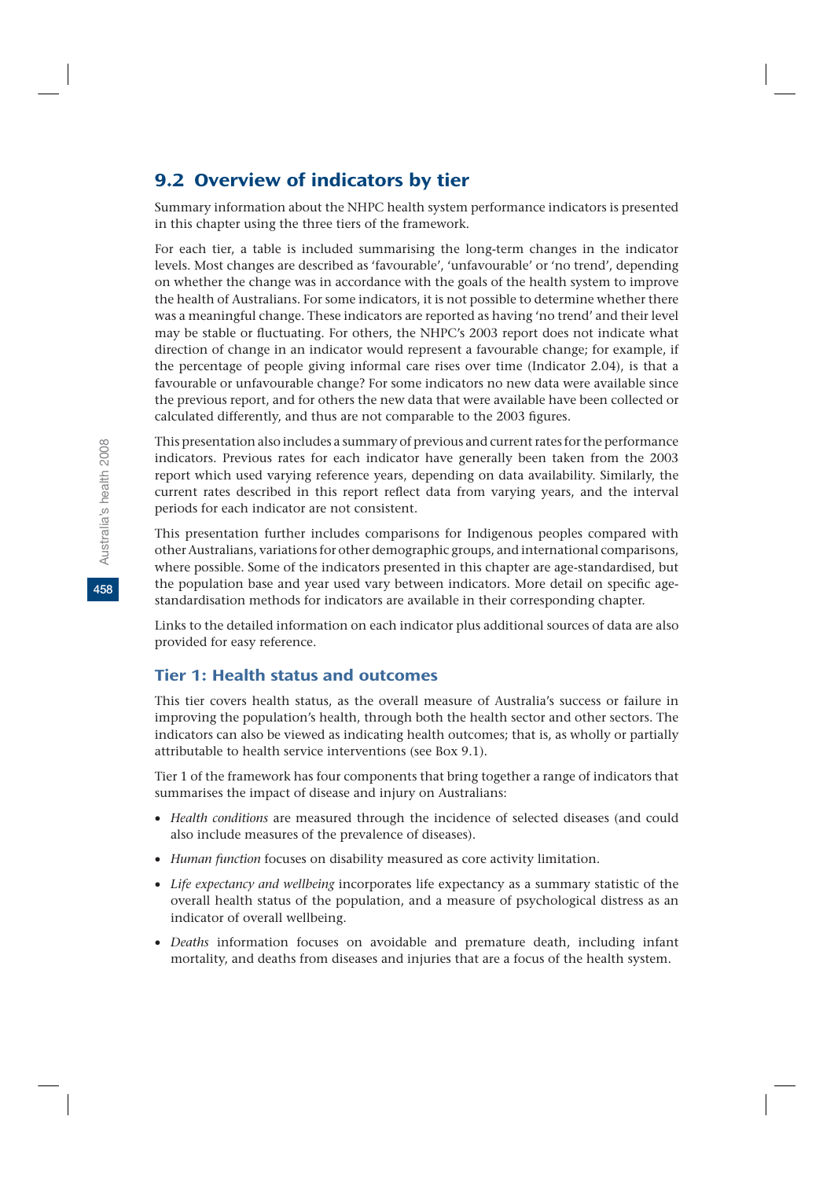## 9.2 Overview of indicators by tier

Summary information about the NHPC health system performance indicators is presented in this chapter using the three tiers of the framework.

For each tier, a table is included summarising the long-term changes in the indicator levels. Most changes are described as 'favourable', 'unfavourable' or 'no trend', depending on whether the change was in accordance with the goals of the health system to improve the health of Australians. For some indicators, it is not possible to determine whether there was a meaningful change. These indicators are reported as having 'no trend' and their level may be stable or fluctuating. For others, the NHPC's 2003 report does not indicate what direction of change in an indicator would represent a favourable change; for example, if the percentage of people giving informal care rises over time (Indicator 2.04), is that a favourable or unfavourable change? For some indicators no new data were available since the previous report, and for others the new data that were available have been collected or calculated differently, and thus are not comparable to the 2003 figures.

This presentation also includes a summary of previous and current rates for the performance indicators. Previous rates for each indicator have generally been taken from the 2003 report which used varying reference years, depending on data availability. Similarly, the current rates described in this report reflect data from varying years, and the interval periods for each indicator are not consistent.

This presentation further includes comparisons for Indigenous peoples compared with other Australians, variations for other demographic groups, and international comparisons, where possible. Some of the indicators presented in this chapter are age-standardised, but the population base and year used vary between indicators. More detail on specific age-standardisation methods for indicators are available in their corresponding chapter.

Links to the detailed information on each indicator plus additional sources of data are also provided for easy reference.

### Tier 1: Health status and outcomes

This tier covers health status, as the overall measure of Australia's success or failure in improving the population's health, through both the health sector and other sectors. The indicators can also be viewed as indicating health outcomes; that is, as wholly or partially attributable to health service interventions (see Box 9.1).

Tier 1 of the framework has four components that bring together a range of indicators that summarises the impact of disease and injury on Australians:

- *Health conditions* are measured through the incidence of selected diseases (and could also include measures of the prevalence of diseases).
- *Human function* focuses on disability measured as core activity limitation.
- *Life expectancy and wellbeing* incorporates life expectancy as a summary statistic of the overall health status of the population, and a measure of psychological distress as an indicator of overall wellbeing.
- *Deaths* information focuses on avoidable and premature death, including infant mortality, and deaths from diseases and injuries that are a focus of the health system.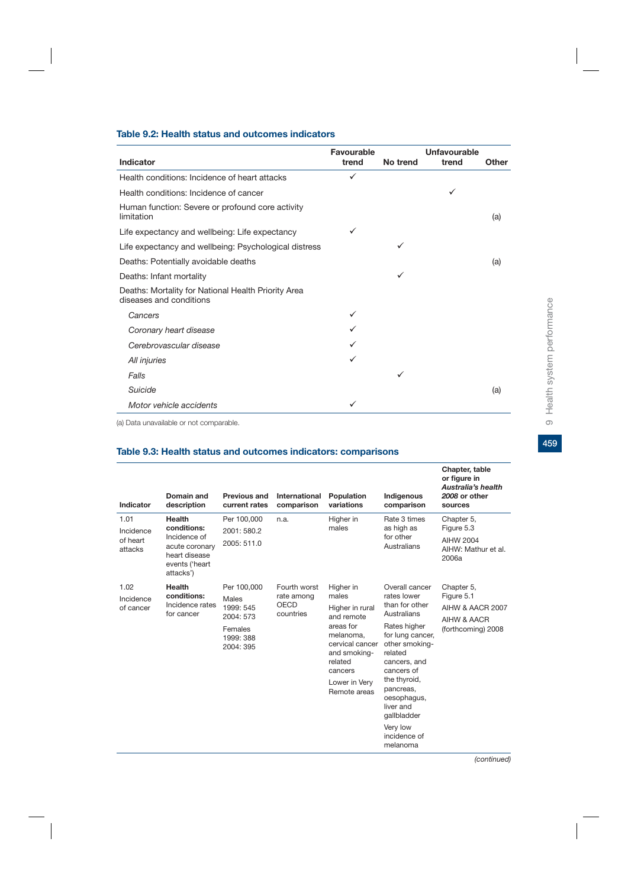## Table 9.2: Health status and outcomes indicators

| Indicator | Favourable trend | No trend | Unfavourable trend | Other |
|---|---|---|---|---|
| Health conditions: Incidence of heart attacks | ✓ | | | |
| Health conditions: Incidence of cancer | | | ✓ | |
| Human function: Severe or profound core activity limitation | | | | (a) |
| Life expectancy and wellbeing: Life expectancy | ✓ | | | |
| Life expectancy and wellbeing: Psychological distress | | ✓ | | |
| Deaths: Potentially avoidable deaths | | | | (a) |
| Deaths: Infant mortality | | ✓ | | |
| Deaths: Mortality for National Health Priority Area diseases and conditions | | | | |
| *Cancers* | ✓ | | | |
| *Coronary heart disease* | ✓ | | | |
| *Cerebrovascular disease* | ✓ | | | |
| *All injuries* | ✓ | | | |
| *Falls* | | ✓ | | |
| *Suicide* | | | | (a) |
| *Motor vehicle accidents* | ✓ | | | |

(a) Data unavailable or not comparable.

## Table 9.3: Health status and outcomes indicators: comparisons

| Indicator | Domain and description | Previous and current rates | International comparison | Population variations | Indigenous comparison | Chapter, table or figure in *Australia's health 2008* or other sources |
|---|---|---|---|---|---|---|
| 1.01 Incidence of heart attacks | **Health conditions:** Incidence of acute coronary heart disease events ('heart attacks') | Per 100,000<br>2001: 580.2<br>2005: 511.0 | n.a. | Higher in males | Rate 3 times as high as for other Australians | Chapter 5, Figure 5.3<br>AIHW 2004<br>AIHW: Mathur et al. 2006a |
| 1.02 Incidence of cancer | **Health conditions:** Incidence rates for cancer | Per 100,000<br>Males<br>1999: 545<br>2004: 573<br>Females<br>1999: 388<br>2004: 395 | Fourth worst rate among OECD countries | Higher in males<br>Higher in rural and remote areas for melanoma, cervical cancer and smoking-related cancers<br>Lower in Very Remote areas | Overall cancer rates lower than for other Australians<br>Rates higher for lung cancer, other smoking-related cancers, and cancers of the thyroid, pancreas, oesophagus, liver and gallbladder<br>Very low incidence of melanoma | Chapter 5, Figure 5.1<br>AIHW & AACR 2007<br>AIHW & AACR (forthcoming) 2008 |

*(continued)*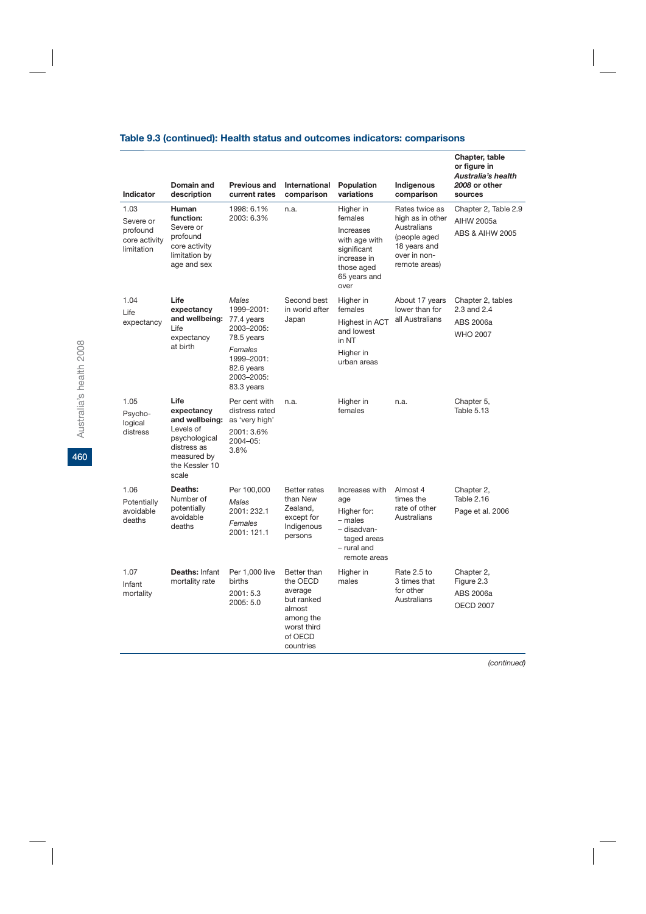## Table 9.3 (continued): Health status and outcomes indicators: comparisons

| Indicator | Domain and description | Previous and current rates | International comparison | Population variations | Indigenous comparison | Chapter, table or figure in *Australia's health 2008* or other sources |
|---|---|---|---|---|---|---|
| 1.03 Severe or profound core activity limitation | **Human function:** Severe or profound core activity limitation by age and sex | 1998: 6.1% 2003: 6.3% | n.a. | Higher in females Increases with age with significant increase in those aged 65 years and over | Rates twice as high as in other Australians (people aged 18 years and over in non-remote areas) | Chapter 2, Table 2.9 AIHW 2005a ABS & AIHW 2005 |
| 1.04 Life expectancy | **Life expectancy and wellbeing:** Life expectancy at birth | *Males* 1999–2001: 77.4 years 2003–2005: 78.5 years *Females* 1999–2001: 82.6 years 2003–2005: 83.3 years | Second best in world after Japan | Higher in females Highest in ACT and lowest in NT Higher in urban areas | About 17 years lower than for all Australians | Chapter 2, tables 2.3 and 2.4 ABS 2006a WHO 2007 |
| 1.05 Psycho-logical distress | **Life expectancy and wellbeing:** Levels of psychological distress as measured by the Kessler 10 scale | Per cent with distress rated as 'very high' 2001: 3.6% 2004–05: 3.8% | n.a. | Higher in females | n.a. | Chapter 5, Table 5.13 |
| 1.06 Potentially avoidable deaths | **Deaths:** Number of potentially avoidable deaths | Per 100,000 *Males* 2001: 232.1 *Females* 2001: 121.1 | Better rates than New Zealand, except for Indigenous persons | Increases with age Higher for: – males – disadvan-taged areas – rural and remote areas | Almost 4 times the rate of other Australians | Chapter 2, Table 2.16 Page et al. 2006 |
| 1.07 Infant mortality | **Deaths:** Infant mortality rate | Per 1,000 live births 2001: 5.3 2005: 5.0 | Better than the OECD average but ranked almost among the worst third of OECD countries | Higher in males | Rate 2.5 to 3 times that for other Australians | Chapter 2, Figure 2.3 ABS 2006a OECD 2007 |

*(continued)*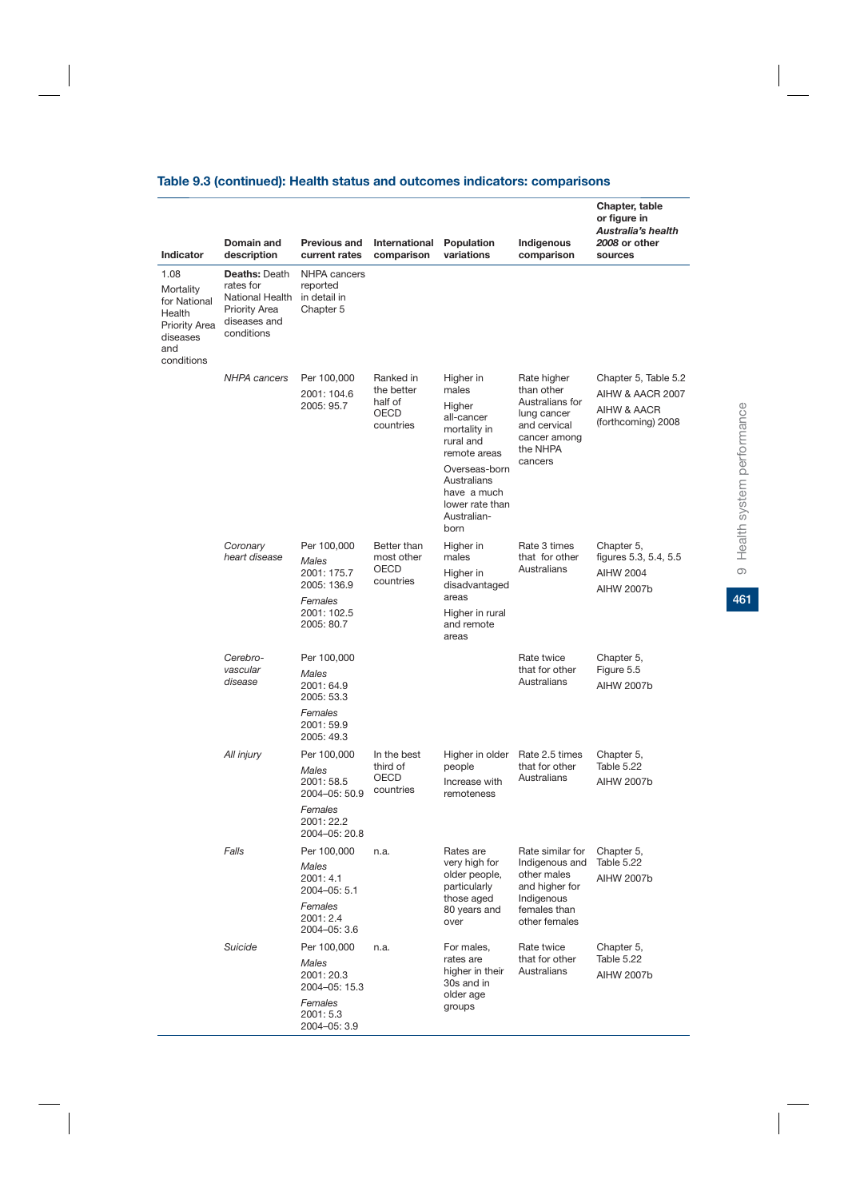## Table 9.3 (continued): Health status and outcomes indicators: comparisons

| Indicator | Domain and description | Previous and current rates | International comparison | Population variations | Indigenous comparison | Chapter, table or figure in *Australia's health 2008* or other sources |
|---|---|---|---|---|---|---|
| 1.08 Mortality for National Health Priority Area diseases and conditions | **Deaths:** Death rates for National Health Priority Area diseases and conditions | NHPA cancers reported in detail in Chapter 5 | | | | |
| | *NHPA cancers* | Per 100,000<br>2001: 104.6<br>2005: 95.7 | Ranked in the better half of OECD countries | Higher in males<br>Higher all-cancer mortality in rural and remote areas<br>Overseas-born Australians have a much lower rate than Australian-born | Rate higher than other Australians for lung cancer and cervical cancer among the NHPA cancers | Chapter 5, Table 5.2<br>AIHW & AACR 2007<br>AIHW & AACR (forthcoming) 2008 |
| | *Coronary heart disease* | Per 100,000<br>*Males*<br>2001: 175.7<br>2005: 136.9<br>*Females*<br>2001: 102.5<br>2005: 80.7 | Better than most other OECD countries | Higher in males<br>Higher in disadvantaged areas<br>Higher in rural and remote areas | Rate 3 times that for other Australians | Chapter 5, figures 5.3, 5.4, 5.5<br>AIHW 2004<br>AIHW 2007b |
| | *Cerebro-vascular disease* | Per 100,000<br>*Males*<br>2001: 64.9<br>2005: 53.3<br>*Females*<br>2001: 59.9<br>2005: 49.3 | | | Rate twice that for other Australians | Chapter 5, Figure 5.5<br>AIHW 2007b |
| | *All injury* | Per 100,000<br>*Males*<br>2001: 58.5<br>2004–05: 50.9<br>*Females*<br>2001: 22.2<br>2004–05: 20.8 | In the best third of OECD countries | Higher in older people<br>Increase with remoteness | Rate 2.5 times that for other Australians | Chapter 5, Table 5.22<br>AIHW 2007b |
| | *Falls* | Per 100,000<br>*Males*<br>2001: 4.1<br>2004–05: 5.1<br>*Females*<br>2001: 2.4<br>2004–05: 3.6 | n.a. | Rates are very high for older people, particularly those aged 80 years and over | Rate similar for Indigenous and other males and higher for Indigenous females than other females | Chapter 5, Table 5.22<br>AIHW 2007b |
| | *Suicide* | Per 100,000<br>*Males*<br>2001: 20.3<br>2004–05: 15.3<br>*Females*<br>2001: 5.3<br>2004–05: 3.9 | n.a. | For males, rates are higher in their 30s and in older age groups | Rate twice that for other Australians | Chapter 5, Table 5.22<br>AIHW 2007b |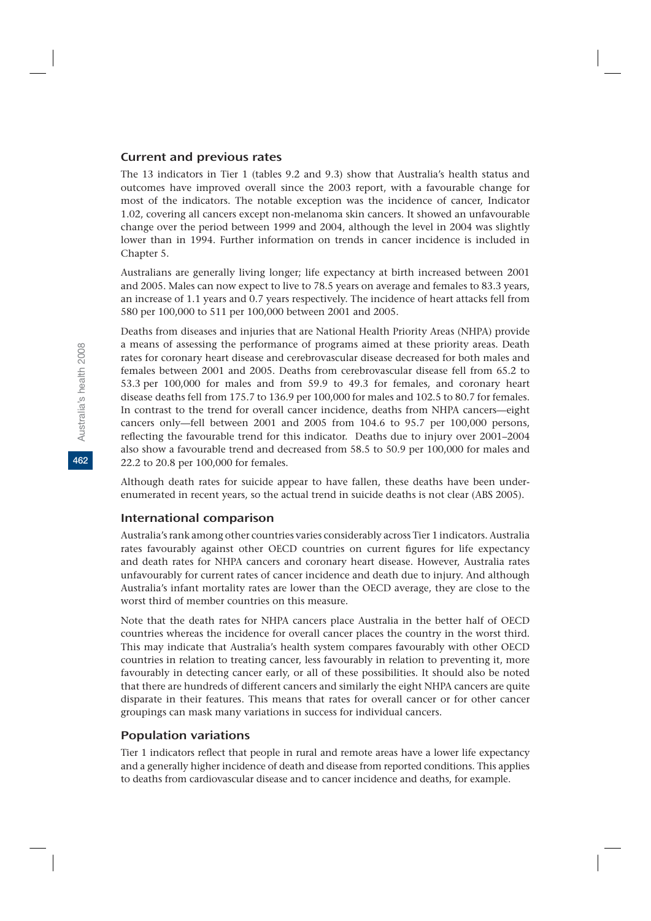### Current and previous rates

The 13 indicators in Tier 1 (tables 9.2 and 9.3) show that Australia's health status and outcomes have improved overall since the 2003 report, with a favourable change for most of the indicators. The notable exception was the incidence of cancer, Indicator 1.02, covering all cancers except non-melanoma skin cancers. It showed an unfavourable change over the period between 1999 and 2004, although the level in 2004 was slightly lower than in 1994. Further information on trends in cancer incidence is included in Chapter 5.

Australians are generally living longer; life expectancy at birth increased between 2001 and 2005. Males can now expect to live to 78.5 years on average and females to 83.3 years, an increase of 1.1 years and 0.7 years respectively. The incidence of heart attacks fell from 580 per 100,000 to 511 per 100,000 between 2001 and 2005.

Deaths from diseases and injuries that are National Health Priority Areas (NHPA) provide a means of assessing the performance of programs aimed at these priority areas. Death rates for coronary heart disease and cerebrovascular disease decreased for both males and females between 2001 and 2005. Deaths from cerebrovascular disease fell from 65.2 to 53.3 per 100,000 for males and from 59.9 to 49.3 for females, and coronary heart disease deaths fell from 175.7 to 136.9 per 100,000 for males and 102.5 to 80.7 for females. In contrast to the trend for overall cancer incidence, deaths from NHPA cancers—eight cancers only—fell between 2001 and 2005 from 104.6 to 95.7 per 100,000 persons, reflecting the favourable trend for this indicator. Deaths due to injury over 2001–2004 also show a favourable trend and decreased from 58.5 to 50.9 per 100,000 for males and 22.2 to 20.8 per 100,000 for females.

Although death rates for suicide appear to have fallen, these deaths have been under-enumerated in recent years, so the actual trend in suicide deaths is not clear (ABS 2005).

### International comparison

Australia's rank among other countries varies considerably across Tier 1 indicators. Australia rates favourably against other OECD countries on current figures for life expectancy and death rates for NHPA cancers and coronary heart disease. However, Australia rates unfavourably for current rates of cancer incidence and death due to injury. And although Australia's infant mortality rates are lower than the OECD average, they are close to the worst third of member countries on this measure.

Note that the death rates for NHPA cancers place Australia in the better half of OECD countries whereas the incidence for overall cancer places the country in the worst third. This may indicate that Australia's health system compares favourably with other OECD countries in relation to treating cancer, less favourably in relation to preventing it, more favourably in detecting cancer early, or all of these possibilities. It should also be noted that there are hundreds of different cancers and similarly the eight NHPA cancers are quite disparate in their features. This means that rates for overall cancer or for other cancer groupings can mask many variations in success for individual cancers.

### Population variations

Tier 1 indicators reflect that people in rural and remote areas have a lower life expectancy and a generally higher incidence of death and disease from reported conditions. This applies to deaths from cardiovascular disease and to cancer incidence and deaths, for example.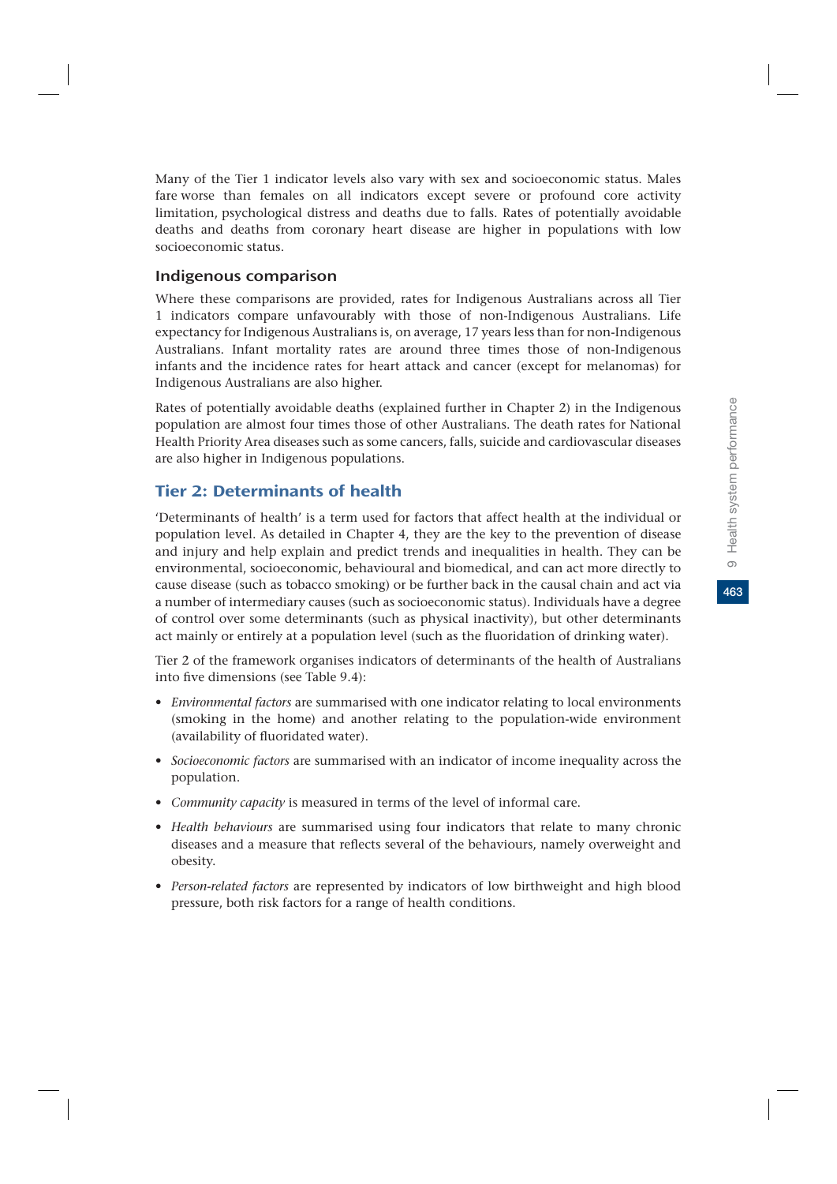Many of the Tier 1 indicator levels also vary with sex and socioeconomic status. Males fare worse than females on all indicators except severe or profound core activity limitation, psychological distress and deaths due to falls. Rates of potentially avoidable deaths and deaths from coronary heart disease are higher in populations with low socioeconomic status.

### Indigenous comparison

Where these comparisons are provided, rates for Indigenous Australians across all Tier 1 indicators compare unfavourably with those of non-Indigenous Australians. Life expectancy for Indigenous Australians is, on average, 17 years less than for non-Indigenous Australians. Infant mortality rates are around three times those of non-Indigenous infants and the incidence rates for heart attack and cancer (except for melanomas) for Indigenous Australians are also higher.

Rates of potentially avoidable deaths (explained further in Chapter 2) in the Indigenous population are almost four times those of other Australians. The death rates for National Health Priority Area diseases such as some cancers, falls, suicide and cardiovascular diseases are also higher in Indigenous populations.

## Tier 2: Determinants of health

'Determinants of health' is a term used for factors that affect health at the individual or population level. As detailed in Chapter 4, they are the key to the prevention of disease and injury and help explain and predict trends and inequalities in health. They can be environmental, socioeconomic, behavioural and biomedical, and can act more directly to cause disease (such as tobacco smoking) or be further back in the causal chain and act via a number of intermediary causes (such as socioeconomic status). Individuals have a degree of control over some determinants (such as physical inactivity), but other determinants act mainly or entirely at a population level (such as the fluoridation of drinking water).

Tier 2 of the framework organises indicators of determinants of the health of Australians into five dimensions (see Table 9.4):

- *Environmental factors* are summarised with one indicator relating to local environments (smoking in the home) and another relating to the population-wide environment (availability of fluoridated water).
- *Socioeconomic factors* are summarised with an indicator of income inequality across the population.
- *Community capacity* is measured in terms of the level of informal care.
- *Health behaviours* are summarised using four indicators that relate to many chronic diseases and a measure that reflects several of the behaviours, namely overweight and obesity.
- *Person-related factors* are represented by indicators of low birthweight and high blood pressure, both risk factors for a range of health conditions.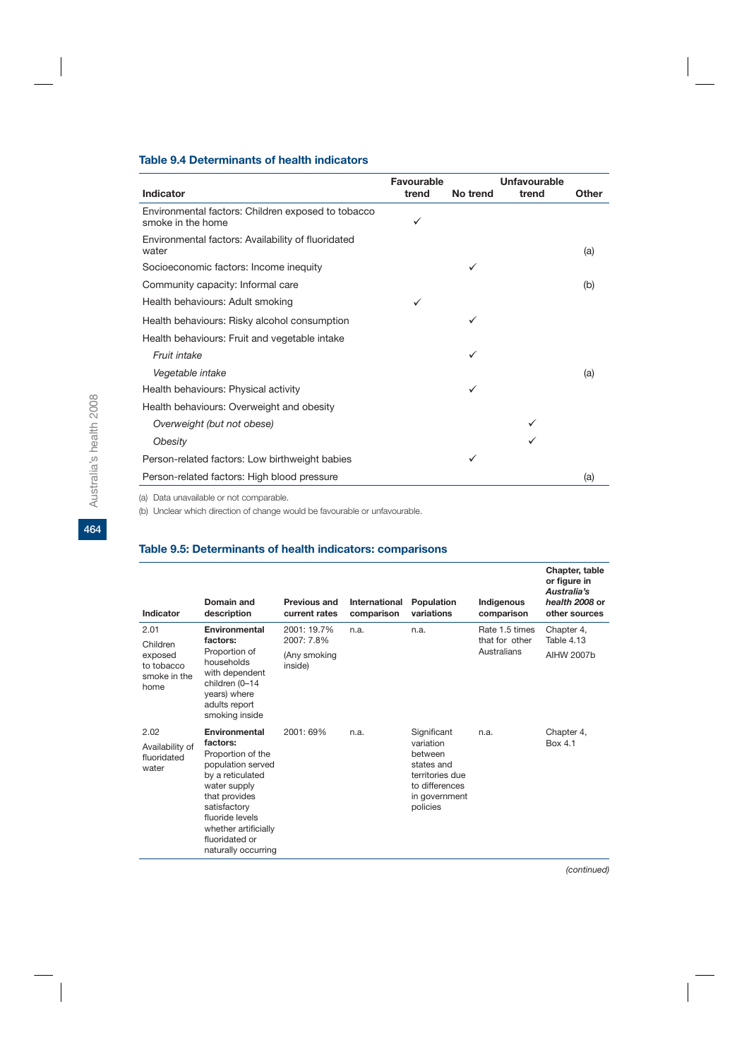### Table 9.4 Determinants of health indicators

| Indicator | Favourable trend | No trend | Unfavourable trend | Other |
|---|---|---|---|---|
| Environmental factors: Children exposed to tobacco smoke in the home | ✓ | | | |
| Environmental factors: Availability of fluoridated water | | | | (a) |
| Socioeconomic factors: Income inequity | | ✓ | | |
| Community capacity: Informal care | | | | (b) |
| Health behaviours: Adult smoking | ✓ | | | |
| Health behaviours: Risky alcohol consumption | | ✓ | | |
| Health behaviours: Fruit and vegetable intake | | | | |
| *Fruit intake* | | ✓ | | |
| *Vegetable intake* | | | | (a) |
| Health behaviours: Physical activity | | ✓ | | |
| Health behaviours: Overweight and obesity | | | | |
| *Overweight (but not obese)* | | | ✓ | |
| *Obesity* | | | ✓ | |
| Person-related factors: Low birthweight babies | | ✓ | | |
| Person-related factors: High blood pressure | | | | (a) |

(a) Data unavailable or not comparable.

(b) Unclear which direction of change would be favourable or unfavourable.

### Table 9.5: Determinants of health indicators: comparisons

| Indicator | Domain and description | Previous and current rates | International comparison | Population variations | Indigenous comparison | Chapter, table or figure in *Australia's health 2008* or other sources |
|---|---|---|---|---|---|---|
| 2.01 Children exposed to tobacco smoke in the home | **Environmental factors:** Proportion of households with dependent children (0–14 years) where adults report smoking inside | 2001: 19.7% 2007: 7.8% (Any smoking inside) | n.a. | n.a. | Rate 1.5 times that for other Australians | Chapter 4, Table 4.13 AIHW 2007b |
| 2.02 Availability of fluoridated water | **Environmental factors:** Proportion of the population served by a reticulated water supply that provides satisfactory fluoride levels whether artificially fluoridated or naturally occurring | 2001: 69% | n.a. | Significant variation between states and territories due to differences in government policies | n.a. | Chapter 4, Box 4.1 |

*(continued)*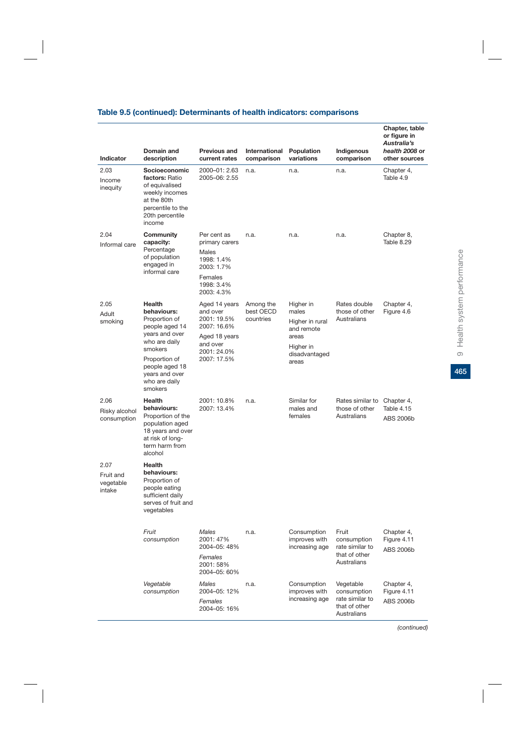### Table 9.5 (continued): Determinants of health indicators: comparisons

| Indicator | Domain and description | Previous and current rates | International comparison | Population variations | Indigenous comparison | Chapter, table or figure in *Australia's health 2008* or other sources |
|---|---|---|---|---|---|---|
| 2.03 Income inequity | **Socioeconomic factors:** Ratio of equivalised weekly incomes at the 80th percentile to the 20th percentile income | 2000–01: 2.63<br>2005–06: 2.55 | n.a. | n.a. | n.a. | Chapter 4, Table 4.9 |
| 2.04 Informal care | **Community capacity:** Percentage of population engaged in informal care | Per cent as primary carers<br>Males<br>1998: 1.4%<br>2003: 1.7%<br>Females<br>1998: 3.4%<br>2003: 4.3% | n.a. | n.a. | n.a. | Chapter 8, Table 8.29 |
| 2.05 Adult smoking | **Health behaviours:** Proportion of people aged 14 years and over who are daily smokers<br>Proportion of people aged 18 years and over who are daily smokers | Aged 14 years and over<br>2001: 19.5%<br>2007: 16.6%<br>Aged 18 years and over<br>2001: 24.0%<br>2007: 17.5% | Among the best OECD countries | Higher in males<br>Higher in rural and remote areas<br>Higher in disadvantaged areas | Rates double those of other Australians | Chapter 4, Figure 4.6 |
| 2.06 Risky alcohol consumption | **Health behaviours:** Proportion of the population aged 18 years and over at risk of long-term harm from alcohol | 2001: 10.8%<br>2007: 13.4% | n.a. | Similar for males and females | Rates similar to those of other Australians | Chapter 4, Table 4.15<br>ABS 2006b |
| 2.07 Fruit and vegetable intake | **Health behaviours:** Proportion of people eating sufficient daily serves of fruit and vegetables | | | | | |
| | *Fruit consumption* | *Males*<br>2001: 47%<br>2004–05: 48%<br>*Females*<br>2001: 58%<br>2004–05: 60% | n.a. | Consumption improves with increasing age | Fruit consumption rate similar to that of other Australians | Chapter 4, Figure 4.11<br>ABS 2006b |
| | *Vegetable consumption* | *Males*<br>2004–05: 12%<br>*Females*<br>2004–05: 16% | n.a. | Consumption improves with increasing age | Vegetable consumption rate similar to that of other Australians | Chapter 4, Figure 4.11<br>ABS 2006b |

*(continued)*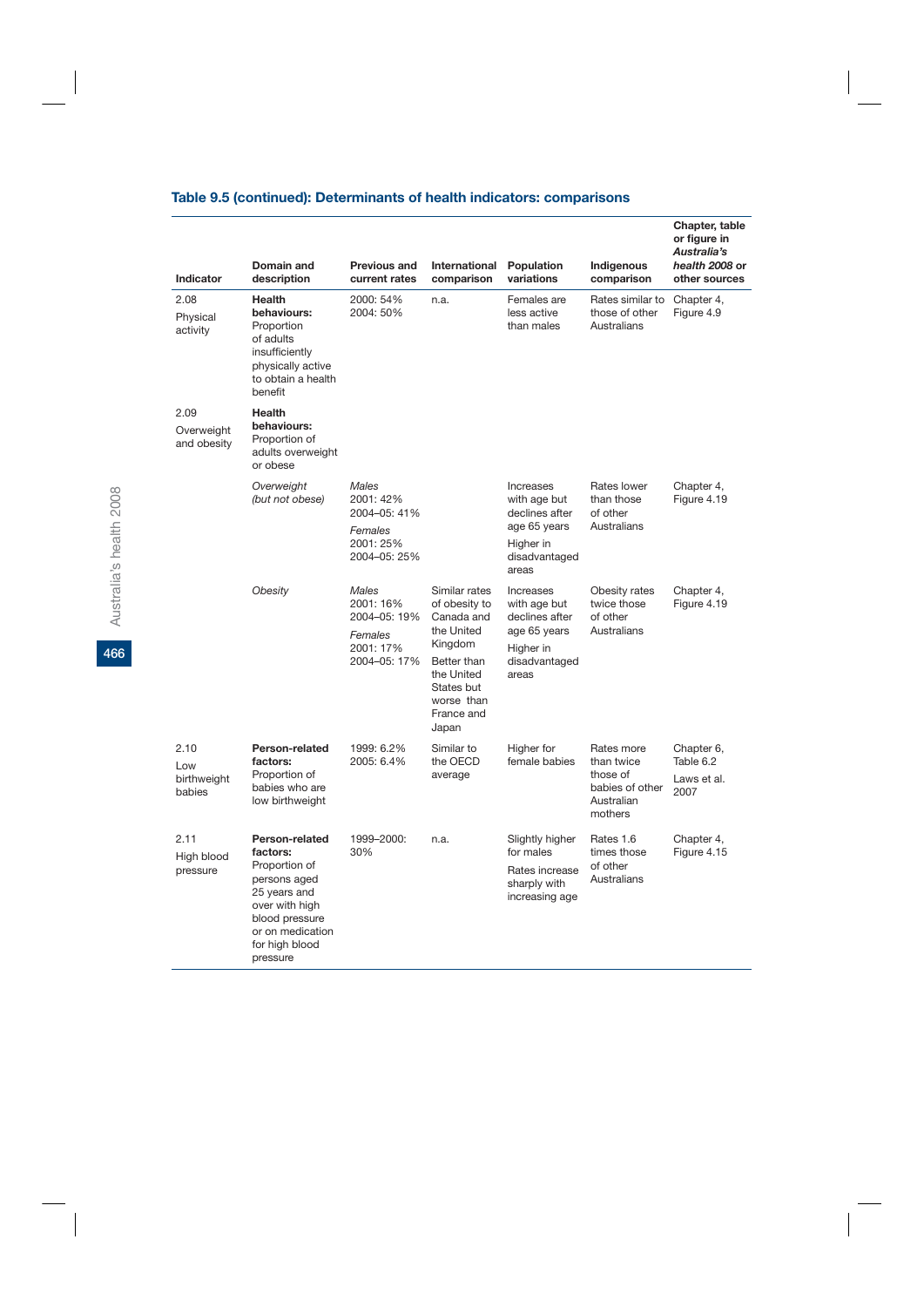## Table 9.5 (continued): Determinants of health indicators: comparisons

| Indicator | Domain and description | Previous and current rates | International comparison | Population variations | Indigenous comparison | Chapter, table or figure in *Australia's health 2008* or other sources |
|---|---|---|---|---|---|---|
| 2.08 Physical activity | **Health behaviours:** Proportion of adults insufficiently physically active to obtain a health benefit | 2000: 54% 2004: 50% | n.a. | Females are less active than males | Rates similar to those of other Australians | Chapter 4, Figure 4.9 |
| 2.09 Overweight and obesity | **Health behaviours:** Proportion of adults overweight or obese | | | | | |
| | *Overweight (but not obese)* | *Males* 2001: 42% 2004–05: 41% *Females* 2001: 25% 2004–05: 25% | | Increases with age but declines after age 65 years Higher in disadvantaged areas | Rates lower than those of other Australians | Chapter 4, Figure 4.19 |
| | *Obesity* | *Males* 2001: 16% 2004–05: 19% *Females* 2001: 17% 2004–05: 17% | Similar rates of obesity to Canada and the United Kingdom Better than the United States but worse than France and Japan | Increases with age but declines after age 65 years Higher in disadvantaged areas | Obesity rates twice those of other Australians | Chapter 4, Figure 4.19 |
| 2.10 Low birthweight babies | **Person-related factors:** Proportion of babies who are low birthweight | 1999: 6.2% 2005: 6.4% | Similar to the OECD average | Higher for female babies | Rates more than twice those of babies of other Australian mothers | Chapter 6, Table 6.2 Laws et al. 2007 |
| 2.11 High blood pressure | **Person-related factors:** Proportion of persons aged 25 years and over with high blood pressure or on medication for high blood pressure | 1999–2000: 30% | n.a. | Slightly higher for males Rates increase sharply with increasing age | Rates 1.6 times those of other Australians | Chapter 4, Figure 4.15 |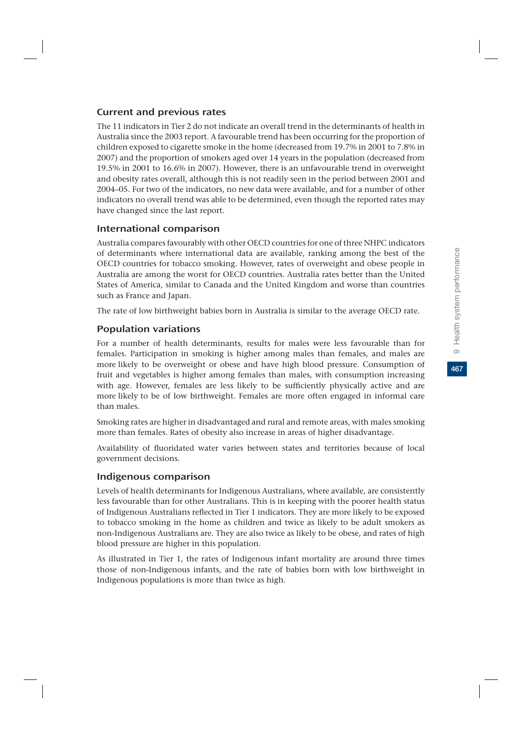## Current and previous rates

The 11 indicators in Tier 2 do not indicate an overall trend in the determinants of health in Australia since the 2003 report. A favourable trend has been occurring for the proportion of children exposed to cigarette smoke in the home (decreased from 19.7% in 2001 to 7.8% in 2007) and the proportion of smokers aged over 14 years in the population (decreased from 19.5% in 2001 to 16.6% in 2007). However, there is an unfavourable trend in overweight and obesity rates overall, although this is not readily seen in the period between 2001 and 2004–05. For two of the indicators, no new data were available, and for a number of other indicators no overall trend was able to be determined, even though the reported rates may have changed since the last report.

## International comparison

Australia compares favourably with other OECD countries for one of three NHPC indicators of determinants where international data are available, ranking among the best of the OECD countries for tobacco smoking. However, rates of overweight and obese people in Australia are among the worst for OECD countries. Australia rates better than the United States of America, similar to Canada and the United Kingdom and worse than countries such as France and Japan.

The rate of low birthweight babies born in Australia is similar to the average OECD rate.

## Population variations

For a number of health determinants, results for males were less favourable than for females. Participation in smoking is higher among males than females, and males are more likely to be overweight or obese and have high blood pressure. Consumption of fruit and vegetables is higher among females than males, with consumption increasing with age. However, females are less likely to be sufficiently physically active and are more likely to be of low birthweight. Females are more often engaged in informal care than males.

Smoking rates are higher in disadvantaged and rural and remote areas, with males smoking more than females. Rates of obesity also increase in areas of higher disadvantage.

Availability of fluoridated water varies between states and territories because of local government decisions.

## Indigenous comparison

Levels of health determinants for Indigenous Australians, where available, are consistently less favourable than for other Australians. This is in keeping with the poorer health status of Indigenous Australians reflected in Tier 1 indicators. They are more likely to be exposed to tobacco smoking in the home as children and twice as likely to be adult smokers as non-Indigenous Australians are. They are also twice as likely to be obese, and rates of high blood pressure are higher in this population.

As illustrated in Tier 1, the rates of Indigenous infant mortality are around three times those of non-Indigenous infants, and the rate of babies born with low birthweight in Indigenous populations is more than twice as high.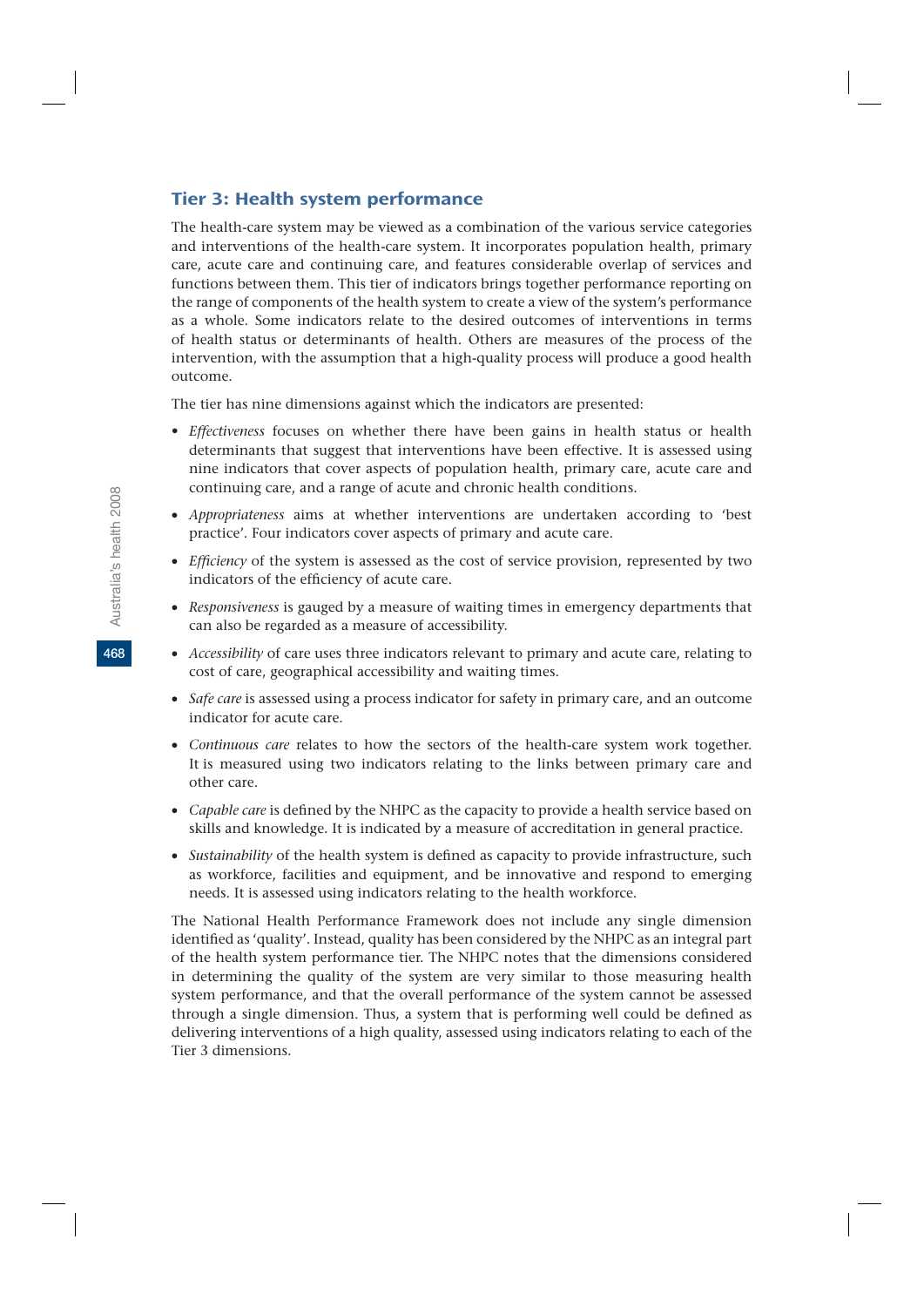## Tier 3: Health system performance

The health-care system may be viewed as a combination of the various service categories and interventions of the health-care system. It incorporates population health, primary care, acute care and continuing care, and features considerable overlap of services and functions between them. This tier of indicators brings together performance reporting on the range of components of the health system to create a view of the system's performance as a whole. Some indicators relate to the desired outcomes of interventions in terms of health status or determinants of health. Others are measures of the process of the intervention, with the assumption that a high-quality process will produce a good health outcome.

The tier has nine dimensions against which the indicators are presented:

- *Effectiveness* focuses on whether there have been gains in health status or health determinants that suggest that interventions have been effective. It is assessed using nine indicators that cover aspects of population health, primary care, acute care and continuing care, and a range of acute and chronic health conditions.
- *Appropriateness* aims at whether interventions are undertaken according to 'best practice'. Four indicators cover aspects of primary and acute care.
- *Efficiency* of the system is assessed as the cost of service provision, represented by two indicators of the efficiency of acute care.
- *Responsiveness* is gauged by a measure of waiting times in emergency departments that can also be regarded as a measure of accessibility.
- *Accessibility* of care uses three indicators relevant to primary and acute care, relating to cost of care, geographical accessibility and waiting times.
- *Safe care* is assessed using a process indicator for safety in primary care, and an outcome indicator for acute care.
- *Continuous care* relates to how the sectors of the health-care system work together. It is measured using two indicators relating to the links between primary care and other care.
- *Capable care* is defined by the NHPC as the capacity to provide a health service based on skills and knowledge. It is indicated by a measure of accreditation in general practice.
- *Sustainability* of the health system is defined as capacity to provide infrastructure, such as workforce, facilities and equipment, and be innovative and respond to emerging needs. It is assessed using indicators relating to the health workforce.

The National Health Performance Framework does not include any single dimension identified as 'quality'. Instead, quality has been considered by the NHPC as an integral part of the health system performance tier. The NHPC notes that the dimensions considered in determining the quality of the system are very similar to those measuring health system performance, and that the overall performance of the system cannot be assessed through a single dimension. Thus, a system that is performing well could be defined as delivering interventions of a high quality, assessed using indicators relating to each of the Tier 3 dimensions.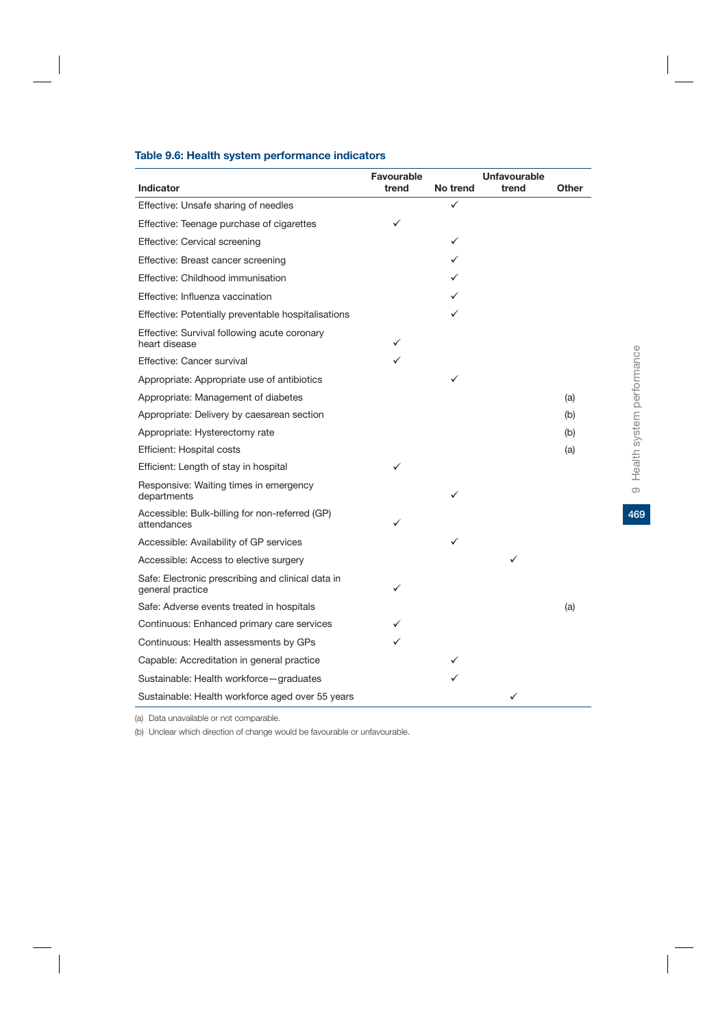**Table 9.6: Health system performance indicators**

| Indicator | Favourable trend | No trend | Unfavourable trend | Other |
|---|---|---|---|---|
| Effective: Unsafe sharing of needles | | ✓ | | |
| Effective: Teenage purchase of cigarettes | ✓ | | | |
| Effective: Cervical screening | | ✓ | | |
| Effective: Breast cancer screening | | ✓ | | |
| Effective: Childhood immunisation | | ✓ | | |
| Effective: Influenza vaccination | | ✓ | | |
| Effective: Potentially preventable hospitalisations | | ✓ | | |
| Effective: Survival following acute coronary heart disease | ✓ | | | |
| Effective: Cancer survival | ✓ | | | |
| Appropriate: Appropriate use of antibiotics | | ✓ | | |
| Appropriate: Management of diabetes | | | | (a) |
| Appropriate: Delivery by caesarean section | | | | (b) |
| Appropriate: Hysterectomy rate | | | | (b) |
| Efficient: Hospital costs | | | | (a) |
| Efficient: Length of stay in hospital | ✓ | | | |
| Responsive: Waiting times in emergency departments | | ✓ | | |
| Accessible: Bulk-billing for non-referred (GP) attendances | ✓ | | | |
| Accessible: Availability of GP services | | ✓ | | |
| Accessible: Access to elective surgery | | | ✓ | |
| Safe: Electronic prescribing and clinical data in general practice | ✓ | | | |
| Safe: Adverse events treated in hospitals | | | | (a) |
| Continuous: Enhanced primary care services | ✓ | | | |
| Continuous: Health assessments by GPs | ✓ | | | |
| Capable: Accreditation in general practice | | ✓ | | |
| Sustainable: Health workforce—graduates | | ✓ | | |
| Sustainable: Health workforce aged over 55 years | | | ✓ | |

(a) Data unavailable or not comparable.

(b) Unclear which direction of change would be favourable or unfavourable.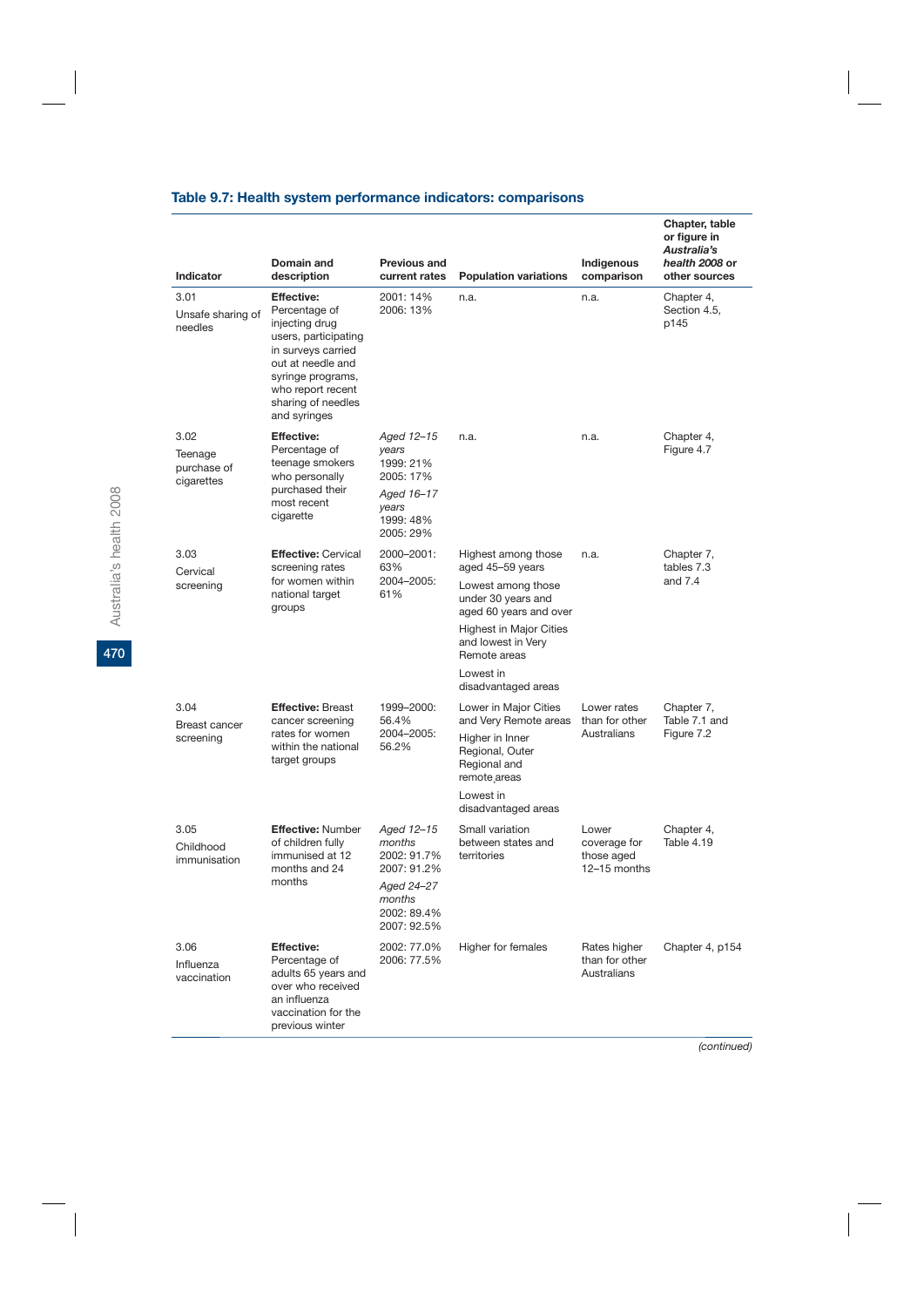## Table 9.7: Health system performance indicators: comparisons

| Indicator | Domain and description | Previous and current rates | Population variations | Indigenous comparison | Chapter, table or figure in *Australia's health 2008* or other sources |
|---|---|---|---|---|---|
| 3.01 Unsafe sharing of needles | **Effective:** Percentage of injecting drug users, participating in surveys carried out at needle and syringe programs, who report recent sharing of needles and syringes | 2001: 14% 2006: 13% | n.a. | n.a. | Chapter 4, Section 4.5, p145 |
| 3.02 Teenage purchase of cigarettes | **Effective:** Percentage of teenage smokers who personally purchased their most recent cigarette | *Aged 12–15 years* 1999: 21% 2005: 17% *Aged 16–17 years* 1999: 48% 2005: 29% | n.a. | n.a. | Chapter 4, Figure 4.7 |
| 3.03 Cervical screening | **Effective:** Cervical screening rates for women within national target groups | 2000–2001: 63% 2004–2005: 61% | Highest among those aged 45–59 years Lowest among those under 30 years and aged 60 years and over Highest in Major Cities and lowest in Very Remote areas Lowest in disadvantaged areas | n.a. | Chapter 7, tables 7.3 and 7.4 |
| 3.04 Breast cancer screening | **Effective:** Breast cancer screening rates for women within the national target groups | 1999–2000: 56.4% 2004–2005: 56.2% | Lower in Major Cities and Very Remote areas Higher in Inner Regional, Outer Regional and remote areas Lowest in disadvantaged areas | Lower rates than for other Australians | Chapter 7, Table 7.1 and Figure 7.2 |
| 3.05 Childhood immunisation | **Effective:** Number of children fully immunised at 12 months and 24 months | *Aged 12–15 months* 2002: 91.7% 2007: 91.2% *Aged 24–27 months* 2002: 89.4% 2007: 92.5% | Small variation between states and territories | Lower coverage for those aged 12–15 months | Chapter 4, Table 4.19 |
| 3.06 Influenza vaccination | **Effective:** Percentage of adults 65 years and over who received an influenza vaccination for the previous winter | 2002: 77.0% 2006: 77.5% | Higher for females | Rates higher than for other Australians | Chapter 4, p154 |

*(continued)*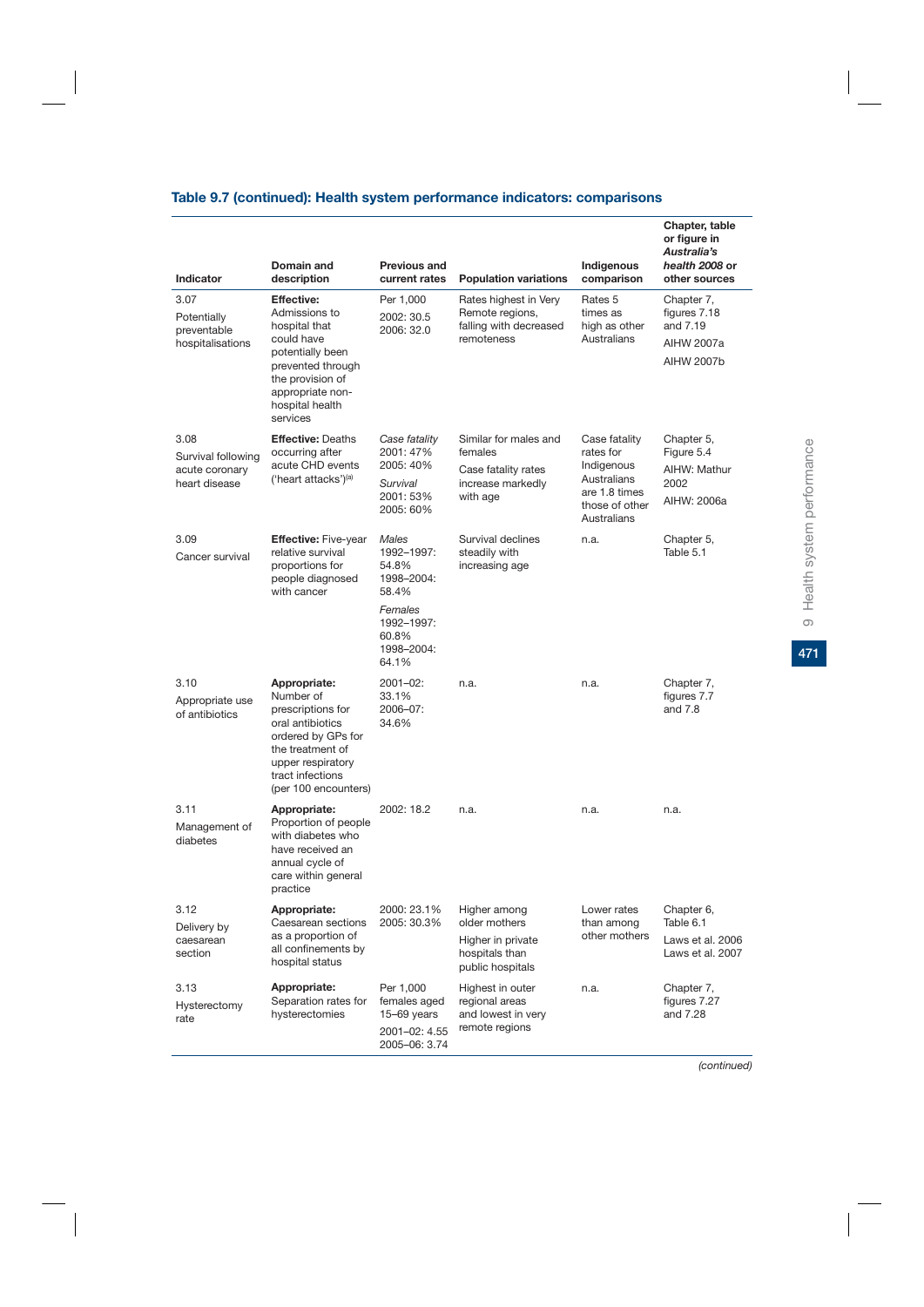## Table 9.7 (continued): Health system performance indicators: comparisons

| Indicator | Domain and description | Previous and current rates | Population variations | Indigenous comparison | Chapter, table or figure in *Australia's health 2008* or other sources |
|---|---|---|---|---|---|
| 3.07 Potentially preventable hospitalisations | **Effective:** Admissions to hospital that could have potentially been prevented through the provision of appropriate non-hospital health services | Per 1,000 2002: 30.5 2006: 32.0 | Rates highest in Very Remote regions, falling with decreased remoteness | Rates 5 times as high as other Australians | Chapter 7, figures 7.18 and 7.19 AIHW 2007a AIHW 2007b |
| 3.08 Survival following acute coronary heart disease | **Effective:** Deaths occurring after acute CHD events ('heart attacks')[(a)] | *Case fatality* 2001: 47% 2005: 40% *Survival* 2001: 53% 2005: 60% | Similar for males and females Case fatality rates increase markedly with age | Case fatality rates for Indigenous Australians are 1.8 times those of other Australians | Chapter 5, Figure 5.4 AIHW: Mathur 2002 AIHW: 2006a |
| 3.09 Cancer survival | **Effective:** Five-year relative survival proportions for people diagnosed with cancer | *Males* 1992–1997: 54.8% 1998–2004: 58.4% *Females* 1992–1997: 60.8% 1998–2004: 64.1% | Survival declines steadily with increasing age | n.a. | Chapter 5, Table 5.1 |
| 3.10 Appropriate use of antibiotics | **Appropriate:** Number of prescriptions for oral antibiotics ordered by GPs for the treatment of upper respiratory tract infections (per 100 encounters) | 2001–02: 33.1% 2006–07: 34.6% | n.a. | n.a. | Chapter 7, figures 7.7 and 7.8 |
| 3.11 Management of diabetes | **Appropriate:** Proportion of people with diabetes who have received an annual cycle of care within general practice | 2002: 18.2 | n.a. | n.a. | n.a. |
| 3.12 Delivery by caesarean section | **Appropriate:** Caesarean sections as a proportion of all confinements by hospital status | 2000: 23.1% 2005: 30.3% | Higher among older mothers Higher in private hospitals than public hospitals | Lower rates than among other mothers | Chapter 6, Table 6.1 Laws et al. 2006 Laws et al. 2007 |
| 3.13 Hysterectomy rate | **Appropriate:** Separation rates for hysterectomies | Per 1,000 females aged 15–69 years 2001–02: 4.55 2005–06: 3.74 | Highest in outer regional areas and lowest in very remote regions | n.a. | Chapter 7, figures 7.27 and 7.28 |

*(continued)*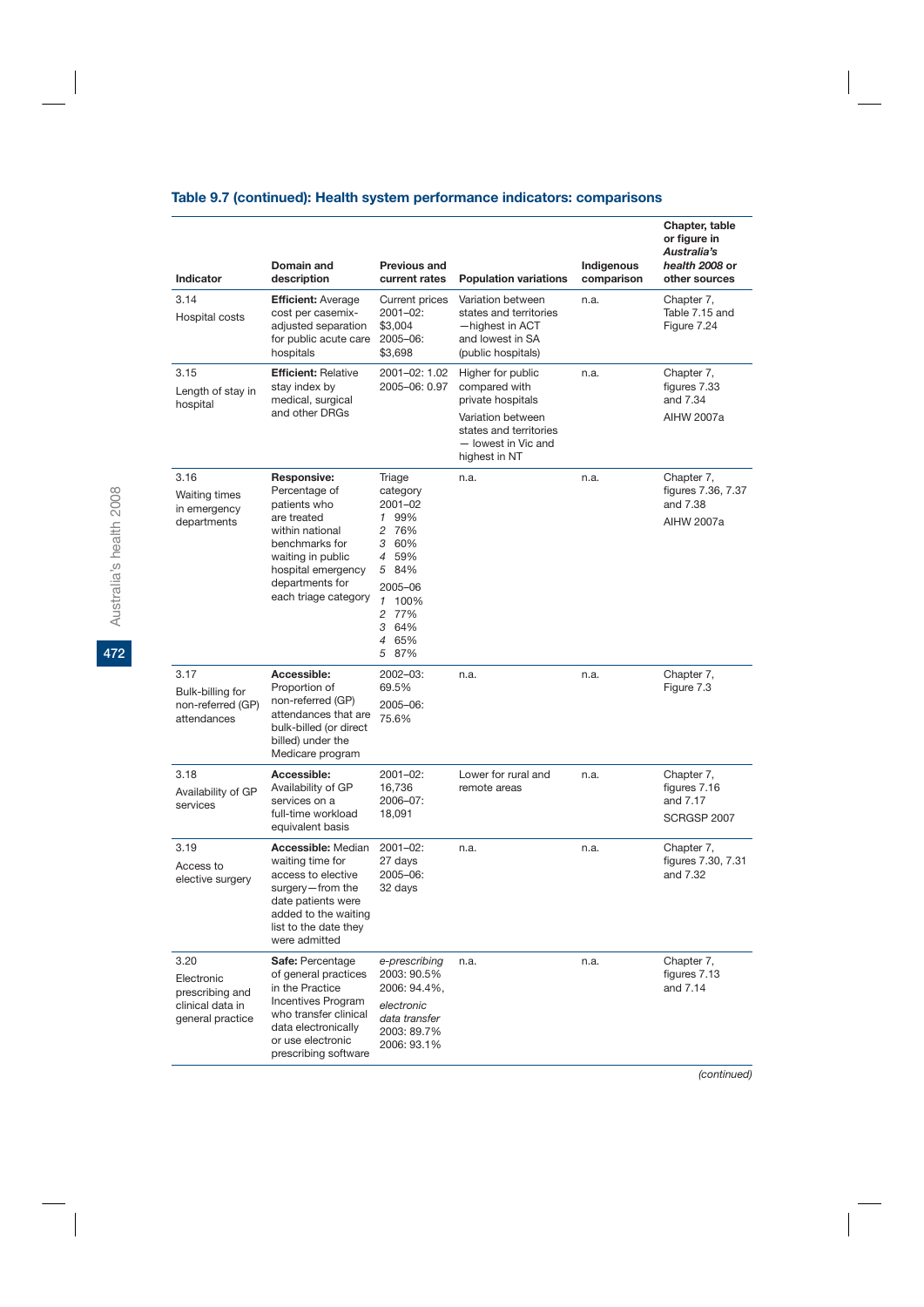### Table 9.7 (continued): Health system performance indicators: comparisons

| Indicator | Domain and description | Previous and current rates | Population variations | Indigenous comparison | Chapter, table or figure in *Australia's health 2008* or other sources |
|---|---|---|---|---|---|
| 3.14 Hospital costs | **Efficient:** Average cost per casemix-adjusted separation for public acute care hospitals | Current prices 2001–02: $3,004 2005–06: $3,698 | Variation between states and territories—highest in ACT and lowest in SA (public hospitals) | n.a. | Chapter 7, Table 7.15 and Figure 7.24 |
| 3.15 Length of stay in hospital | **Efficient:** Relative stay index by medical, surgical and other DRGs | 2001–02: 1.02 2005–06: 0.97 | Higher for public compared with private hospitals<br>Variation between states and territories — lowest in Vic and highest in NT | n.a. | Chapter 7, figures 7.33 and 7.34<br>AIHW 2007a |
| 3.16 Waiting times in emergency departments | **Responsive:** Percentage of patients who are treated within national benchmarks for waiting in public hospital emergency departments for each triage category | Triage category 2001–02<br>*1* 99%<br>*2* 76%<br>*3* 60%<br>*4* 59%<br>*5* 84%<br>2005–06<br>*1* 100%<br>*2* 77%<br>*3* 64%<br>*4* 65%<br>*5* 87% | n.a. | n.a. | Chapter 7, figures 7.36, 7.37 and 7.38<br>AIHW 2007a |
| 3.17 Bulk-billing for non-referred (GP) attendances | **Accessible:** Proportion of non-referred (GP) attendances that are bulk-billed (or direct billed) under the Medicare program | 2002–03: 69.5%<br>2005–06: 75.6% | n.a. | n.a. | Chapter 7, Figure 7.3 |
| 3.18 Availability of GP services | **Accessible:** Availability of GP services on a full-time workload equivalent basis | 2001–02: 16,736 2006–07: 18,091 | Lower for rural and remote areas | n.a. | Chapter 7, figures 7.16 and 7.17<br>SCRGSP 2007 |
| 3.19 Access to elective surgery | **Accessible:** Median waiting time for access to elective surgery—from the date patients were added to the waiting list to the date they were admitted | 2001–02: 27 days 2005–06: 32 days | n.a. | n.a. | Chapter 7, figures 7.30, 7.31 and 7.32 |
| 3.20 Electronic prescribing and clinical data in general practice | **Safe:** Percentage of general practices in the Practice Incentives Program who transfer clinical data electronically or use electronic prescribing software | *e-prescribing* 2003: 90.5% 2006: 94.4%,<br>*electronic data transfer* 2003: 89.7% 2006: 93.1% | n.a. | n.a. | Chapter 7, figures 7.13 and 7.14 |

*(continued)*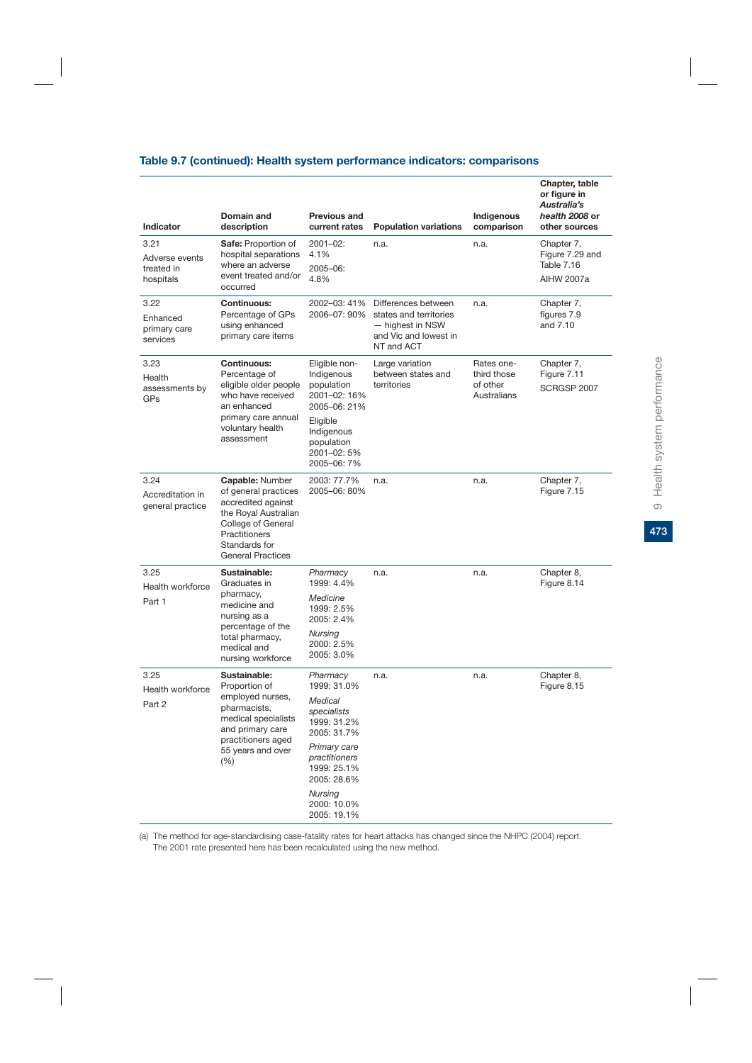## Table 9.7 (continued): Health system performance indicators: comparisons

| Indicator | Domain and description | Previous and current rates | Population variations | Indigenous comparison | Chapter, table or figure in *Australia's health 2008* or other sources |
|---|---|---|---|---|---|
| 3.21 Adverse events treated in hospitals | **Safe:** Proportion of hospital separations where an adverse event treated and/or occurred | 2001–02: 4.1% 2005–06: 4.8% | n.a. | n.a. | Chapter 7, Figure 7.29 and Table 7.16 AIHW 2007a |
| 3.22 Enhanced primary care services | **Continuous:** Percentage of GPs using enhanced primary care items | 2002–03: 41% 2006–07: 90% | Differences between states and territories — highest in NSW and Vic and lowest in NT and ACT | n.a. | Chapter 7, figures 7.9 and 7.10 |
| 3.23 Health assessments by GPs | **Continuous:** Percentage of eligible older people who have received an enhanced primary care annual voluntary health assessment | Eligible non-Indigenous population 2001–02: 16% 2005–06: 21% Eligible Indigenous population 2001–02: 5% 2005–06: 7% | Large variation between states and territories | Rates one-third those of other Australians | Chapter 7, Figure 7.11 SCRGSP 2007 |
| 3.24 Accreditation in general practice | **Capable:** Number of general practices accredited against the Royal Australian College of General Practitioners Standards for General Practices | 2003: 77.7% 2005–06: 80% | n.a. | n.a. | Chapter 7, Figure 7.15 |
| 3.25 Health workforce Part 1 | **Sustainable:** Graduates in pharmacy, medicine and nursing as a percentage of the total pharmacy, medical and nursing workforce | *Pharmacy* 1999: 4.4% *Medicine* 1999: 2.5% 2005: 2.4% *Nursing* 2000: 2.5% 2005: 3.0% | n.a. | n.a. | Chapter 8, Figure 8.14 |
| 3.25 Health workforce Part 2 | **Sustainable:** Proportion of employed nurses, pharmacists, medical specialists and primary care practitioners aged 55 years and over (%) | *Pharmacy* 1999: 31.0% *Medical specialists* 1999: 31.2% 2005: 31.7% *Primary care practitioners* 1999: 25.1% 2005: 28.6% *Nursing* 2000: 10.0% 2005: 19.1% | n.a. | n.a. | Chapter 8, Figure 8.15 |

(a) The method for age-standardising case-fatality rates for heart attacks has changed since the NHPC (2004) report. The 2001 rate presented here has been recalculated using the new method.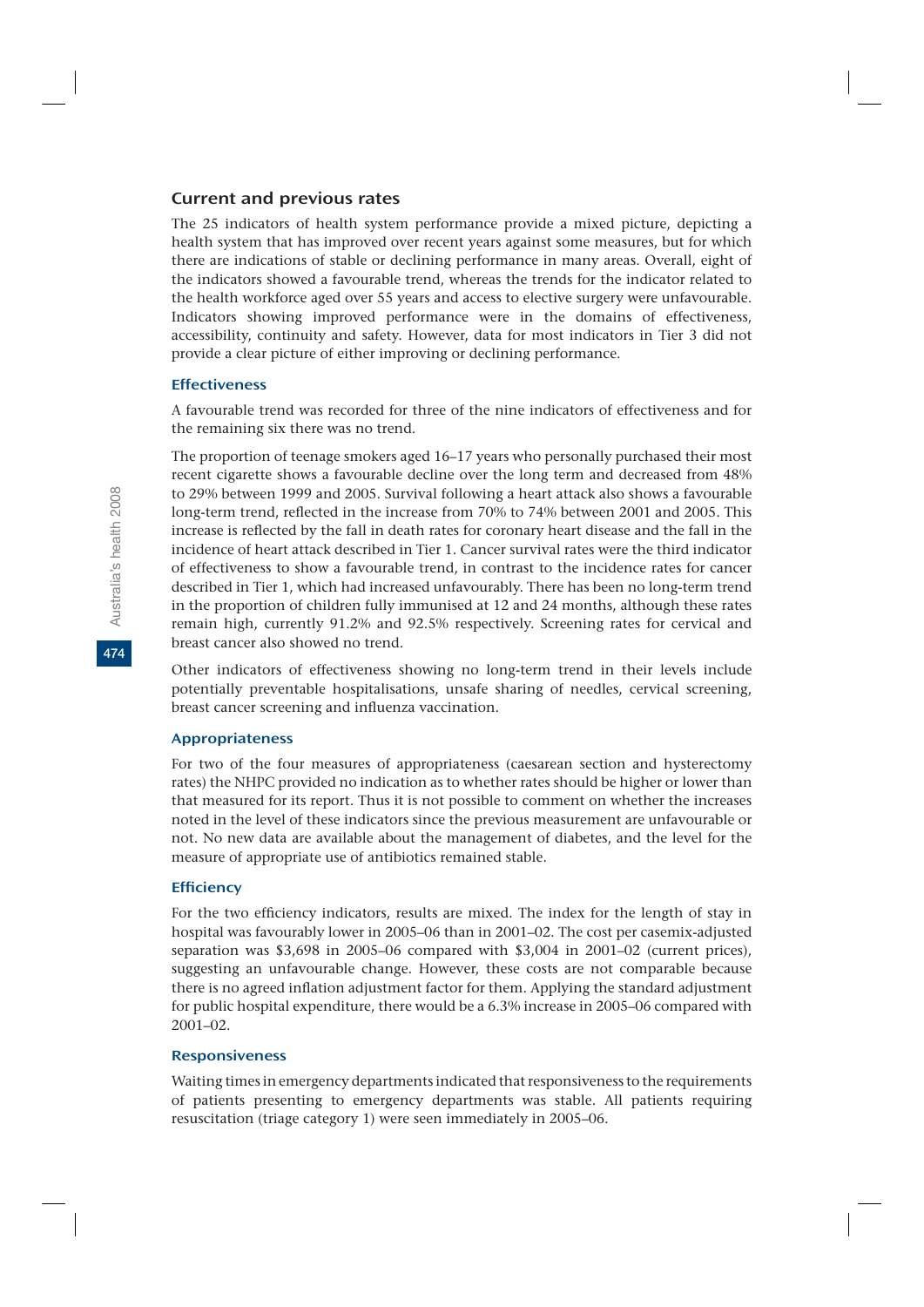## Current and previous rates

The 25 indicators of health system performance provide a mixed picture, depicting a health system that has improved over recent years against some measures, but for which there are indications of stable or declining performance in many areas. Overall, eight of the indicators showed a favourable trend, whereas the trends for the indicator related to the health workforce aged over 55 years and access to elective surgery were unfavourable. Indicators showing improved performance were in the domains of effectiveness, accessibility, continuity and safety. However, data for most indicators in Tier 3 did not provide a clear picture of either improving or declining performance.

### Effectiveness

A favourable trend was recorded for three of the nine indicators of effectiveness and for the remaining six there was no trend.

The proportion of teenage smokers aged 16–17 years who personally purchased their most recent cigarette shows a favourable decline over the long term and decreased from 48% to 29% between 1999 and 2005. Survival following a heart attack also shows a favourable long-term trend, reflected in the increase from 70% to 74% between 2001 and 2005. This increase is reflected by the fall in death rates for coronary heart disease and the fall in the incidence of heart attack described in Tier 1. Cancer survival rates were the third indicator of effectiveness to show a favourable trend, in contrast to the incidence rates for cancer described in Tier 1, which had increased unfavourably. There has been no long-term trend in the proportion of children fully immunised at 12 and 24 months, although these rates remain high, currently 91.2% and 92.5% respectively. Screening rates for cervical and breast cancer also showed no trend.

Other indicators of effectiveness showing no long-term trend in their levels include potentially preventable hospitalisations, unsafe sharing of needles, cervical screening, breast cancer screening and influenza vaccination.

### Appropriateness

For two of the four measures of appropriateness (caesarean section and hysterectomy rates) the NHPC provided no indication as to whether rates should be higher or lower than that measured for its report. Thus it is not possible to comment on whether the increases noted in the level of these indicators since the previous measurement are unfavourable or not. No new data are available about the management of diabetes, and the level for the measure of appropriate use of antibiotics remained stable.

### Efficiency

For the two efficiency indicators, results are mixed. The index for the length of stay in hospital was favourably lower in 2005–06 than in 2001–02. The cost per casemix-adjusted separation was $3,698 in 2005–06 compared with $3,004 in 2001–02 (current prices), suggesting an unfavourable change. However, these costs are not comparable because there is no agreed inflation adjustment factor for them. Applying the standard adjustment for public hospital expenditure, there would be a 6.3% increase in 2005–06 compared with 2001–02.

### Responsiveness

Waiting times in emergency departments indicated that responsiveness to the requirements of patients presenting to emergency departments was stable. All patients requiring resuscitation (triage category 1) were seen immediately in 2005–06.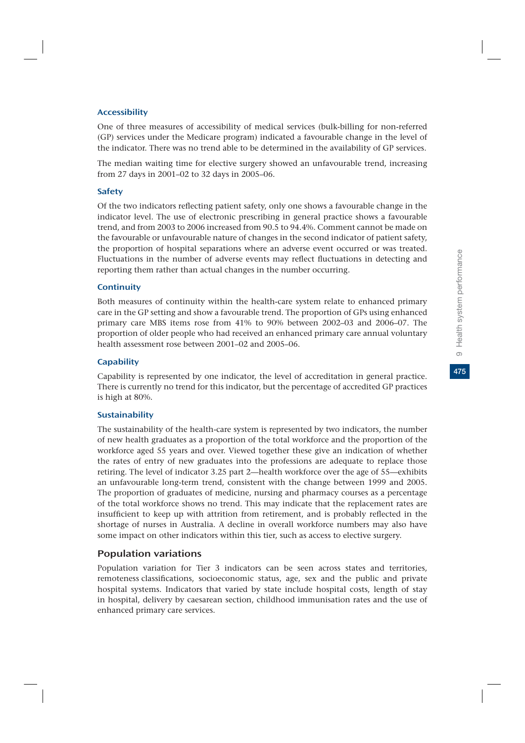### Accessibility

One of three measures of accessibility of medical services (bulk-billing for non-referred (GP) services under the Medicare program) indicated a favourable change in the level of the indicator. There was no trend able to be determined in the availability of GP services.

The median waiting time for elective surgery showed an unfavourable trend, increasing from 27 days in 2001–02 to 32 days in 2005–06.

### Safety

Of the two indicators reflecting patient safety, only one shows a favourable change in the indicator level. The use of electronic prescribing in general practice shows a favourable trend, and from 2003 to 2006 increased from 90.5 to 94.4%. Comment cannot be made on the favourable or unfavourable nature of changes in the second indicator of patient safety, the proportion of hospital separations where an adverse event occurred or was treated. Fluctuations in the number of adverse events may reflect fluctuations in detecting and reporting them rather than actual changes in the number occurring.

### Continuity

Both measures of continuity within the health-care system relate to enhanced primary care in the GP setting and show a favourable trend. The proportion of GPs using enhanced primary care MBS items rose from 41% to 90% between 2002–03 and 2006–07. The proportion of older people who had received an enhanced primary care annual voluntary health assessment rose between 2001–02 and 2005–06.

### Capability

Capability is represented by one indicator, the level of accreditation in general practice. There is currently no trend for this indicator, but the percentage of accredited GP practices is high at 80%.

### Sustainability

The sustainability of the health-care system is represented by two indicators, the number of new health graduates as a proportion of the total workforce and the proportion of the workforce aged 55 years and over. Viewed together these give an indication of whether the rates of entry of new graduates into the professions are adequate to replace those retiring. The level of indicator 3.25 part 2—health workforce over the age of 55—exhibits an unfavourable long-term trend, consistent with the change between 1999 and 2005. The proportion of graduates of medicine, nursing and pharmacy courses as a percentage of the total workforce shows no trend. This may indicate that the replacement rates are insufficient to keep up with attrition from retirement, and is probably reflected in the shortage of nurses in Australia. A decline in overall workforce numbers may also have some impact on other indicators within this tier, such as access to elective surgery.

## Population variations

Population variation for Tier 3 indicators can be seen across states and territories, remoteness classifications, socioeconomic status, age, sex and the public and private hospital systems. Indicators that varied by state include hospital costs, length of stay in hospital, delivery by caesarean section, childhood immunisation rates and the use of enhanced primary care services.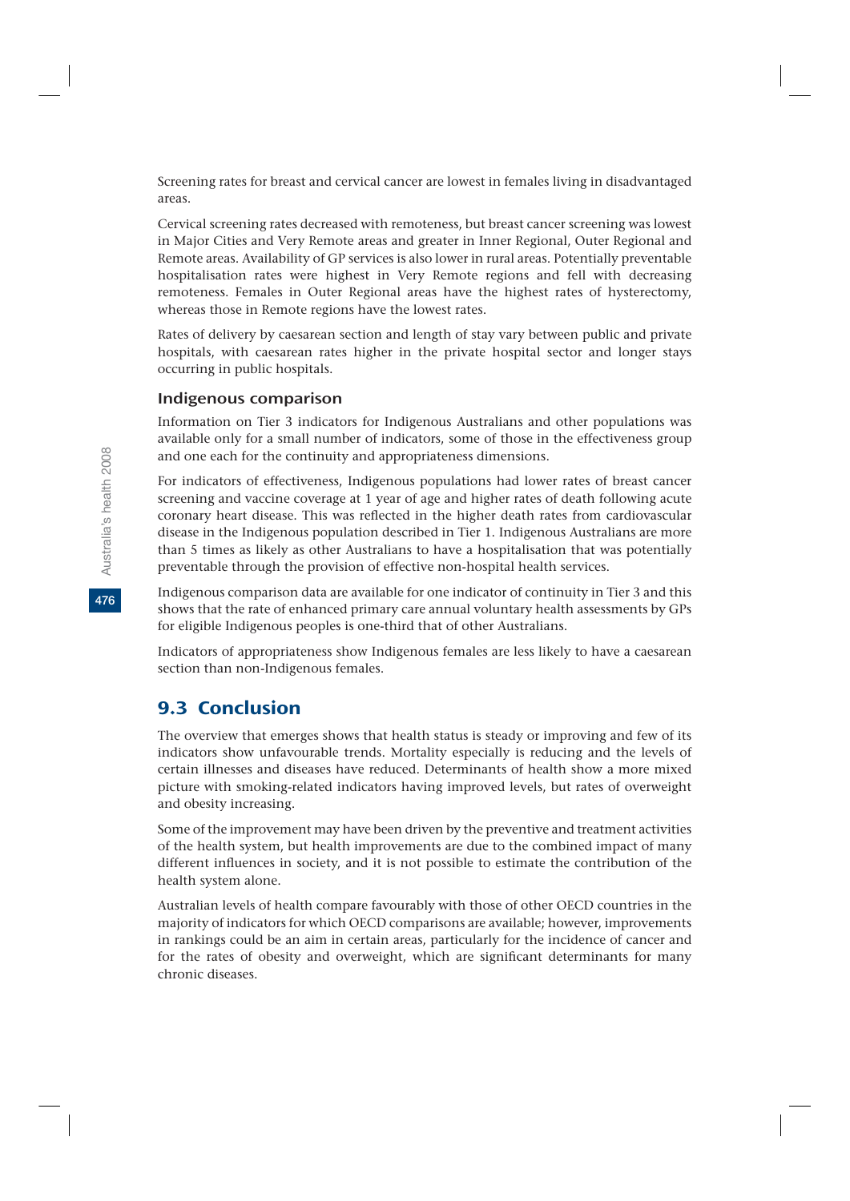Screening rates for breast and cervical cancer are lowest in females living in disadvantaged areas.

Cervical screening rates decreased with remoteness, but breast cancer screening was lowest in Major Cities and Very Remote areas and greater in Inner Regional, Outer Regional and Remote areas. Availability of GP services is also lower in rural areas. Potentially preventable hospitalisation rates were highest in Very Remote regions and fell with decreasing remoteness. Females in Outer Regional areas have the highest rates of hysterectomy, whereas those in Remote regions have the lowest rates.

Rates of delivery by caesarean section and length of stay vary between public and private hospitals, with caesarean rates higher in the private hospital sector and longer stays occurring in public hospitals.

### Indigenous comparison

Information on Tier 3 indicators for Indigenous Australians and other populations was available only for a small number of indicators, some of those in the effectiveness group and one each for the continuity and appropriateness dimensions.

For indicators of effectiveness, Indigenous populations had lower rates of breast cancer screening and vaccine coverage at 1 year of age and higher rates of death following acute coronary heart disease. This was reflected in the higher death rates from cardiovascular disease in the Indigenous population described in Tier 1. Indigenous Australians are more than 5 times as likely as other Australians to have a hospitalisation that was potentially preventable through the provision of effective non-hospital health services.

Indigenous comparison data are available for one indicator of continuity in Tier 3 and this shows that the rate of enhanced primary care annual voluntary health assessments by GPs for eligible Indigenous peoples is one-third that of other Australians.

Indicators of appropriateness show Indigenous females are less likely to have a caesarean section than non-Indigenous females.

## 9.3 Conclusion

The overview that emerges shows that health status is steady or improving and few of its indicators show unfavourable trends. Mortality especially is reducing and the levels of certain illnesses and diseases have reduced. Determinants of health show a more mixed picture with smoking-related indicators having improved levels, but rates of overweight and obesity increasing.

Some of the improvement may have been driven by the preventive and treatment activities of the health system, but health improvements are due to the combined impact of many different influences in society, and it is not possible to estimate the contribution of the health system alone.

Australian levels of health compare favourably with those of other OECD countries in the majority of indicators for which OECD comparisons are available; however, improvements in rankings could be an aim in certain areas, particularly for the incidence of cancer and for the rates of obesity and overweight, which are significant determinants for many chronic diseases.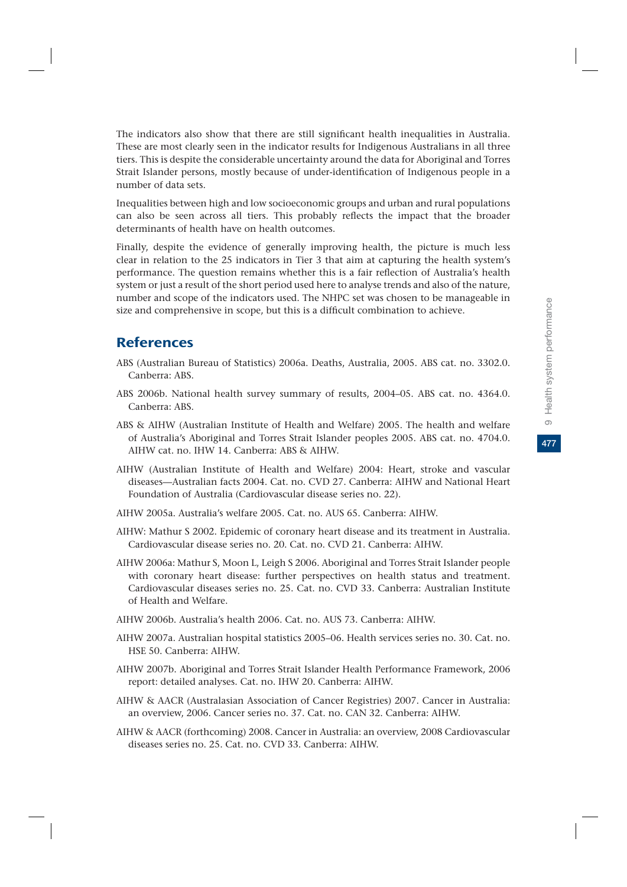The indicators also show that there are still significant health inequalities in Australia. These are most clearly seen in the indicator results for Indigenous Australians in all three tiers. This is despite the considerable uncertainty around the data for Aboriginal and Torres Strait Islander persons, mostly because of under-identification of Indigenous people in a number of data sets.

Inequalities between high and low socioeconomic groups and urban and rural populations can also be seen across all tiers. This probably reflects the impact that the broader determinants of health have on health outcomes.

Finally, despite the evidence of generally improving health, the picture is much less clear in relation to the 25 indicators in Tier 3 that aim at capturing the health system's performance. The question remains whether this is a fair reflection of Australia's health system or just a result of the short period used here to analyse trends and also of the nature, number and scope of the indicators used. The NHPC set was chosen to be manageable in size and comprehensive in scope, but this is a difficult combination to achieve.

## References

ABS (Australian Bureau of Statistics) 2006a. Deaths, Australia, 2005. ABS cat. no. 3302.0. Canberra: ABS.

ABS 2006b. National health survey summary of results, 2004–05. ABS cat. no. 4364.0. Canberra: ABS.

ABS & AIHW (Australian Institute of Health and Welfare) 2005. The health and welfare of Australia's Aboriginal and Torres Strait Islander peoples 2005. ABS cat. no. 4704.0. AIHW cat. no. IHW 14. Canberra: ABS & AIHW.

AIHW (Australian Institute of Health and Welfare) 2004: Heart, stroke and vascular diseases—Australian facts 2004. Cat. no. CVD 27. Canberra: AIHW and National Heart Foundation of Australia (Cardiovascular disease series no. 22).

AIHW 2005a. Australia's welfare 2005. Cat. no. AUS 65. Canberra: AIHW.

AIHW: Mathur S 2002. Epidemic of coronary heart disease and its treatment in Australia. Cardiovascular disease series no. 20. Cat. no. CVD 21. Canberra: AIHW.

AIHW 2006a: Mathur S, Moon L, Leigh S 2006. Aboriginal and Torres Strait Islander people with coronary heart disease: further perspectives on health status and treatment. Cardiovascular diseases series no. 25. Cat. no. CVD 33. Canberra: Australian Institute of Health and Welfare.

AIHW 2006b. Australia's health 2006. Cat. no. AUS 73. Canberra: AIHW.

AIHW 2007a. Australian hospital statistics 2005–06. Health services series no. 30. Cat. no. HSE 50. Canberra: AIHW.

AIHW 2007b. Aboriginal and Torres Strait Islander Health Performance Framework, 2006 report: detailed analyses. Cat. no. IHW 20. Canberra: AIHW.

AIHW & AACR (Australasian Association of Cancer Registries) 2007. Cancer in Australia: an overview, 2006. Cancer series no. 37. Cat. no. CAN 32. Canberra: AIHW.

AIHW & AACR (forthcoming) 2008. Cancer in Australia: an overview, 2008 Cardiovascular diseases series no. 25. Cat. no. CVD 33. Canberra: AIHW.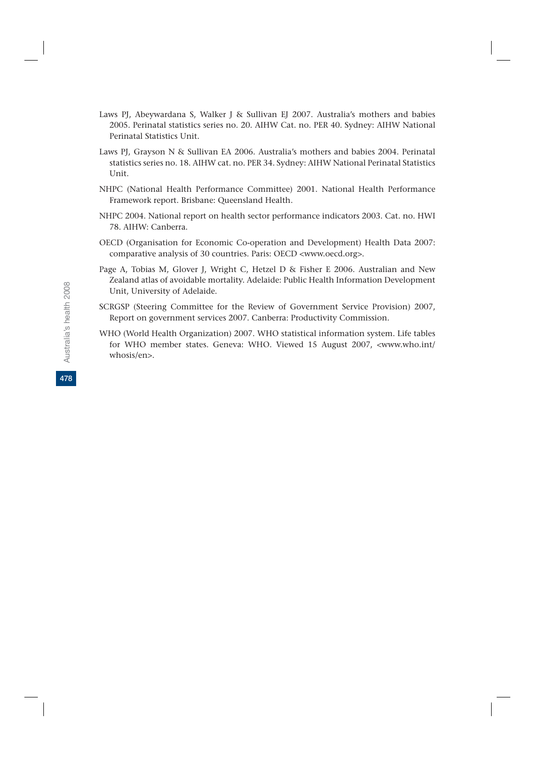Laws PJ, Abeywardana S, Walker J & Sullivan EJ 2007. Australia's mothers and babies 2005. Perinatal statistics series no. 20. AIHW Cat. no. PER 40. Sydney: AIHW National Perinatal Statistics Unit.

Laws PJ, Grayson N & Sullivan EA 2006. Australia's mothers and babies 2004. Perinatal statistics series no. 18. AIHW cat. no. PER 34. Sydney: AIHW National Perinatal Statistics Unit.

NHPC (National Health Performance Committee) 2001. National Health Performance Framework report. Brisbane: Queensland Health.

NHPC 2004. National report on health sector performance indicators 2003. Cat. no. HWI 78. AIHW: Canberra.

OECD (Organisation for Economic Co-operation and Development) Health Data 2007: comparative analysis of 30 countries. Paris: OECD <www.oecd.org>.

Page A, Tobias M, Glover J, Wright C, Hetzel D & Fisher E 2006. Australian and New Zealand atlas of avoidable mortality. Adelaide: Public Health Information Development Unit, University of Adelaide.

SCRGSP (Steering Committee for the Review of Government Service Provision) 2007, Report on government services 2007. Canberra: Productivity Commission.

WHO (World Health Organization) 2007. WHO statistical information system. Life tables for WHO member states. Geneva: WHO. Viewed 15 August 2007, <www.who.int/whosis/en>.